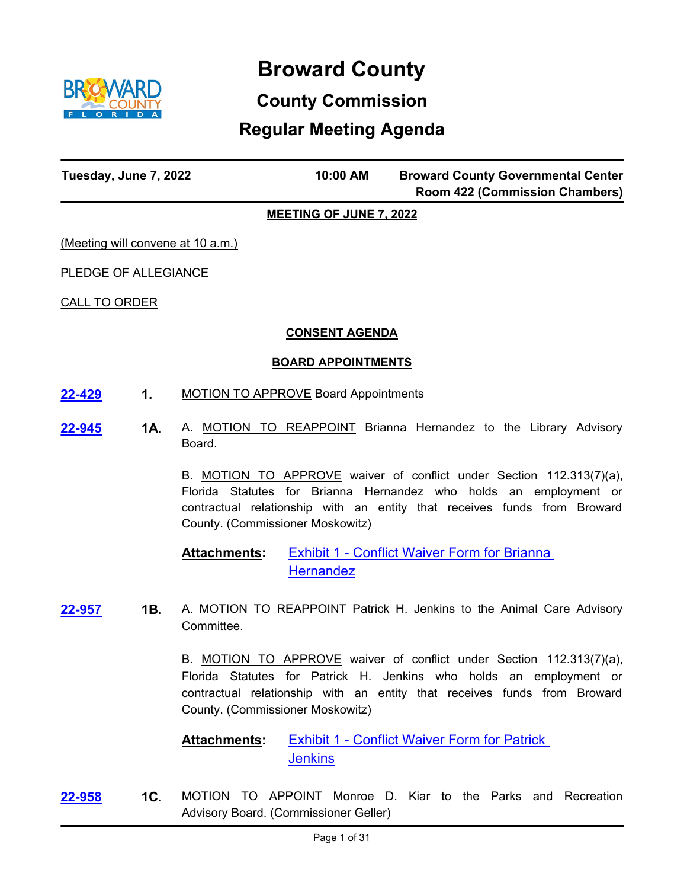# Broward County

## County Commission

## Regular Meeting Agenda

**Tuesday, June 7, 2022** | **10:00 AM** | **Broward County Governmental Center Room 422 (Commission Chambers)**

**MEETING OF JUNE 7, 2022**

(Meeting will convene at 10 a.m.)

PLEDGE OF ALLEGIANCE

CALL TO ORDER

**CONSENT AGENDA**

**BOARD APPOINTMENTS**

**22-429** **1.** MOTION TO APPROVE Board Appointments

**22-945** **1A.** A. MOTION TO REAPPOINT Brianna Hernandez to the Library Advisory Board.

B. MOTION TO APPROVE waiver of conflict under Section 112.313(7)(a), Florida Statutes for Brianna Hernandez who holds an employment or contractual relationship with an entity that receives funds from Broward County. (Commissioner Moskowitz)

**Attachments:** Exhibit 1 - Conflict Waiver Form for Brianna Hernandez

**22-957** **1B.** A. MOTION TO REAPPOINT Patrick H. Jenkins to the Animal Care Advisory Committee.

B. MOTION TO APPROVE waiver of conflict under Section 112.313(7)(a), Florida Statutes for Patrick H. Jenkins who holds an employment or contractual relationship with an entity that receives funds from Broward County. (Commissioner Moskowitz)

**Attachments:** Exhibit 1 - Conflict Waiver Form for Patrick Jenkins

**22-958** **1C.** MOTION TO APPOINT Monroe D. Kiar to the Parks and Recreation Advisory Board. (Commissioner Geller)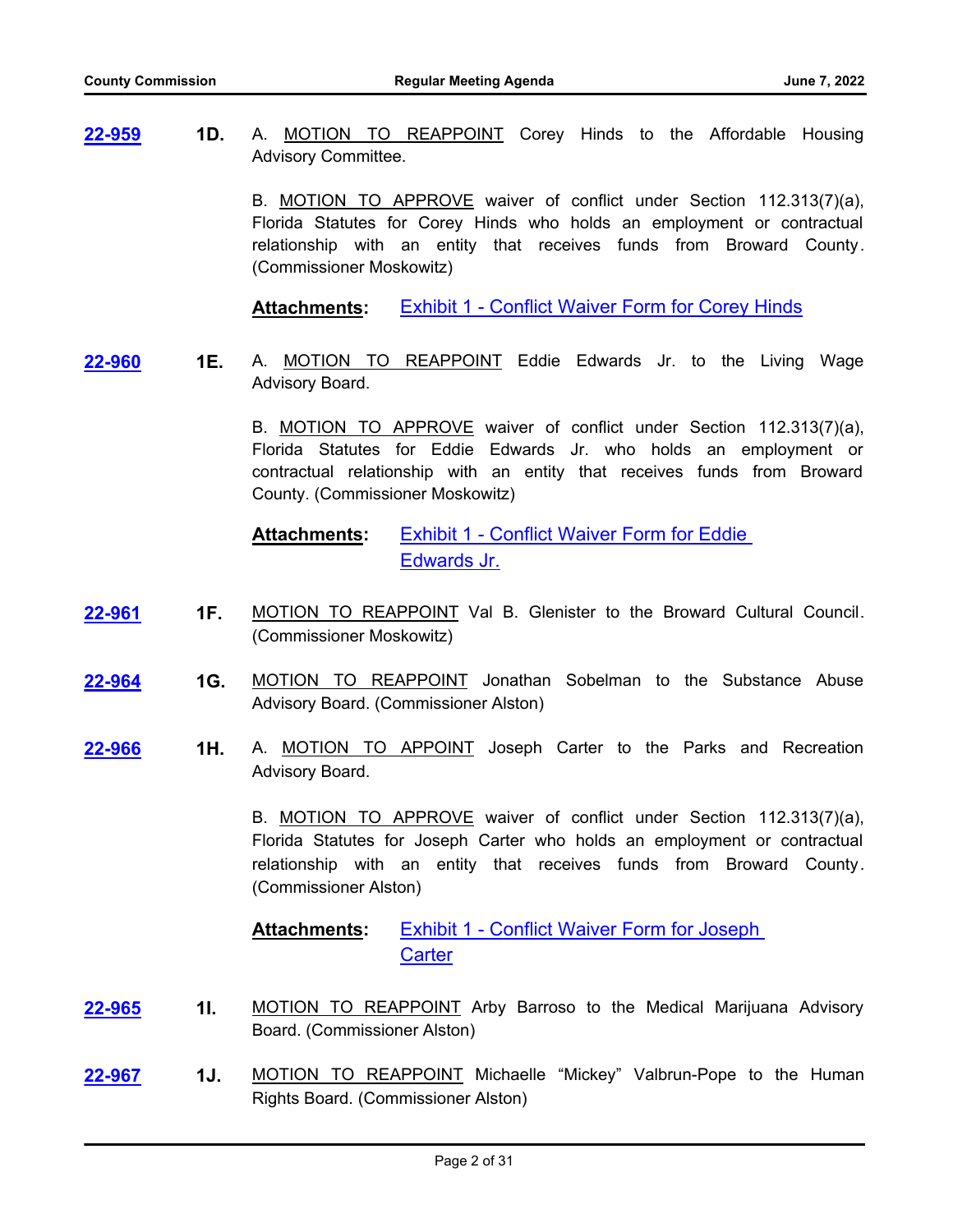**22-959** **1D.** A. MOTION TO REAPPOINT Corey Hinds to the Affordable Housing Advisory Committee.

B. MOTION TO APPROVE waiver of conflict under Section 112.313(7)(a), Florida Statutes for Corey Hinds who holds an employment or contractual relationship with an entity that receives funds from Broward County. (Commissioner Moskowitz)

**Attachments:** Exhibit 1 - Conflict Waiver Form for Corey Hinds

**22-960** **1E.** A. MOTION TO REAPPOINT Eddie Edwards Jr. to the Living Wage Advisory Board.

B. MOTION TO APPROVE waiver of conflict under Section 112.313(7)(a), Florida Statutes for Eddie Edwards Jr. who holds an employment or contractual relationship with an entity that receives funds from Broward County. (Commissioner Moskowitz)

**Attachments:** Exhibit 1 - Conflict Waiver Form for Eddie Edwards Jr.

**22-961** **1F.** MOTION TO REAPPOINT Val B. Glenister to the Broward Cultural Council. (Commissioner Moskowitz)

**22-964** **1G.** MOTION TO REAPPOINT Jonathan Sobelman to the Substance Abuse Advisory Board. (Commissioner Alston)

**22-966** **1H.** A. MOTION TO APPOINT Joseph Carter to the Parks and Recreation Advisory Board.

B. MOTION TO APPROVE waiver of conflict under Section 112.313(7)(a), Florida Statutes for Joseph Carter who holds an employment or contractual relationship with an entity that receives funds from Broward County. (Commissioner Alston)

**Attachments:** Exhibit 1 - Conflict Waiver Form for Joseph Carter

**22-965** **1I.** MOTION TO REAPPOINT Arby Barroso to the Medical Marijuana Advisory Board. (Commissioner Alston)

**22-967** **1J.** MOTION TO REAPPOINT Michaelle “Mickey” Valbrun-Pope to the Human Rights Board. (Commissioner Alston)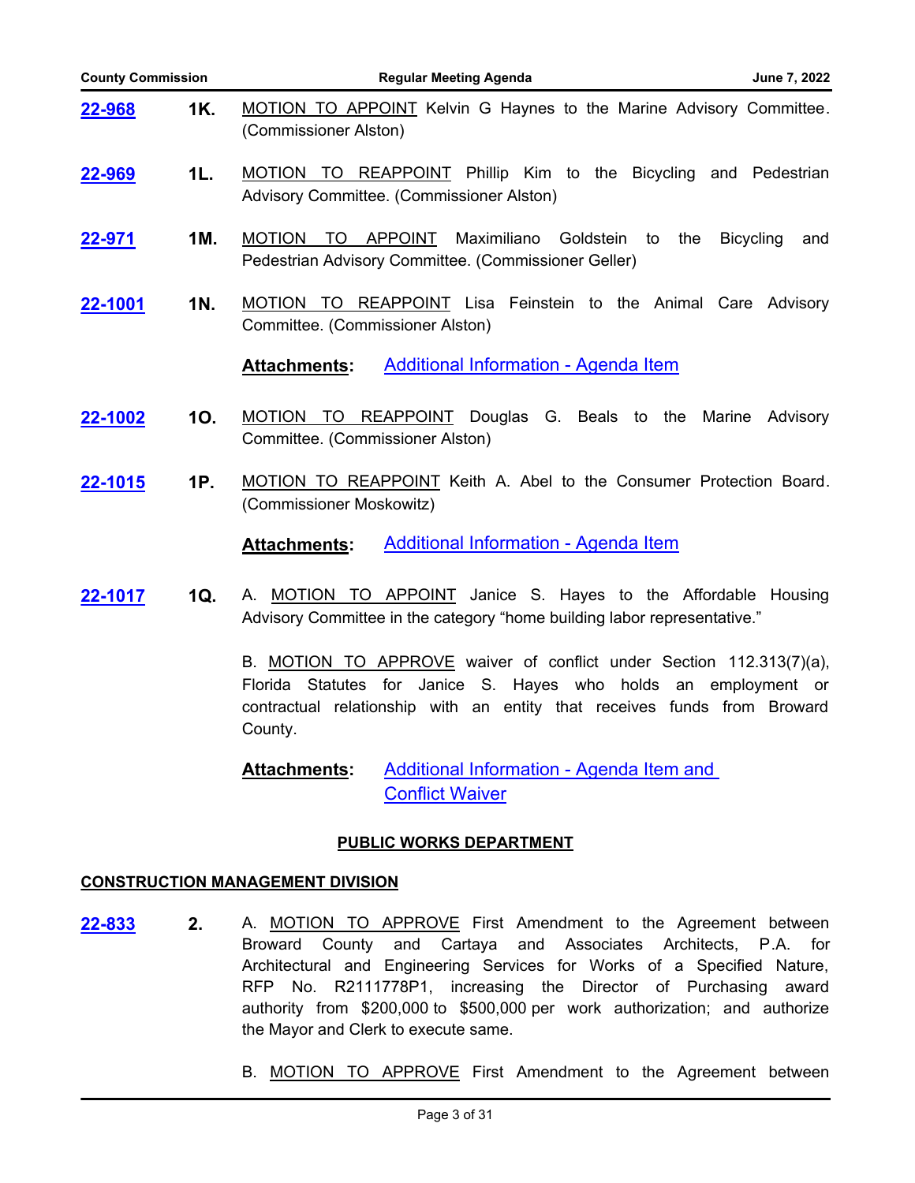**22-968** **1K.** MOTION TO APPOINT Kelvin G Haynes to the Marine Advisory Committee. (Commissioner Alston)

**22-969** **1L.** MOTION TO REAPPOINT Phillip Kim to the Bicycling and Pedestrian Advisory Committee. (Commissioner Alston)

**22-971** **1M.** MOTION TO APPOINT Maximiliano Goldstein to the Bicycling and Pedestrian Advisory Committee. (Commissioner Geller)

**22-1001** **1N.** MOTION TO REAPPOINT Lisa Feinstein to the Animal Care Advisory Committee. (Commissioner Alston)

**Attachments:** Additional Information - Agenda Item

**22-1002** **1O.** MOTION TO REAPPOINT Douglas G. Beals to the Marine Advisory Committee. (Commissioner Alston)

**22-1015** **1P.** MOTION TO REAPPOINT Keith A. Abel to the Consumer Protection Board. (Commissioner Moskowitz)

**Attachments:** Additional Information - Agenda Item

**22-1017** **1Q.** A. MOTION TO APPOINT Janice S. Hayes to the Affordable Housing Advisory Committee in the category “home building labor representative.”

B. MOTION TO APPROVE waiver of conflict under Section 112.313(7)(a), Florida Statutes for Janice S. Hayes who holds an employment or contractual relationship with an entity that receives funds from Broward County.

**Attachments:** Additional Information - Agenda Item and Conflict Waiver

## PUBLIC WORKS DEPARTMENT

### CONSTRUCTION MANAGEMENT DIVISION

**22-833** **2.** A. MOTION TO APPROVE First Amendment to the Agreement between Broward County and Cartaya and Associates Architects, P.A. for Architectural and Engineering Services for Works of a Specified Nature, RFP No. R2111778P1, increasing the Director of Purchasing award authority from $200,000 to $500,000 per work authorization; and authorize the Mayor and Clerk to execute same.

B. MOTION TO APPROVE First Amendment to the Agreement between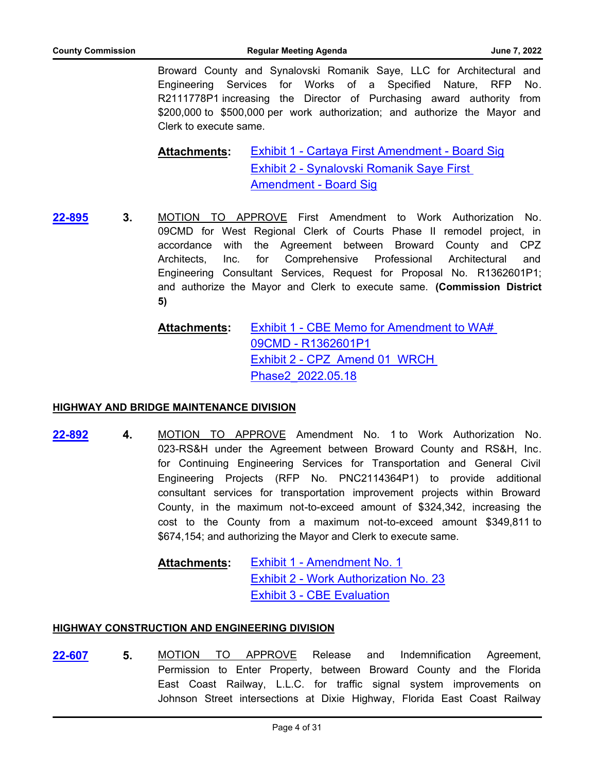Broward County and Synalovski Romanik Saye, LLC for Architectural and Engineering Services for Works of a Specified Nature, RFP No. R2111778P1 increasing the Director of Purchasing award authority from $200,000 to $500,000 per work authorization; and authorize the Mayor and Clerk to execute same.

**Attachments:** Exhibit 1 - Cartaya First Amendment - Board Sig
Exhibit 2 - Synalovski Romanik Saye First Amendment - Board Sig

**22-895** **3.** MOTION TO APPROVE First Amendment to Work Authorization No. 09CMD for West Regional Clerk of Courts Phase II remodel project, in accordance with the Agreement between Broward County and CPZ Architects, Inc. for Comprehensive Professional Architectural and Engineering Consultant Services, Request for Proposal No. R1362601P1; and authorize the Mayor and Clerk to execute same. **(Commission District 5)**

**Attachments:** Exhibit 1 - CBE Memo for Amendment to WA# 09CMD - R1362601P1
Exhibit 2 - CPZ_Amend 01_WRCH Phase2_2022.05.18

## HIGHWAY AND BRIDGE MAINTENANCE DIVISION

**22-892** **4.** MOTION TO APPROVE Amendment No. 1 to Work Authorization No. 023-RS&H under the Agreement between Broward County and RS&H, Inc. for Continuing Engineering Services for Transportation and General Civil Engineering Projects (RFP No. PNC2114364P1) to provide additional consultant services for transportation improvement projects within Broward County, in the maximum not-to-exceed amount of $324,342, increasing the cost to the County from a maximum not-to-exceed amount $349,811 to $674,154; and authorizing the Mayor and Clerk to execute same.

**Attachments:** Exhibit 1 - Amendment No. 1
Exhibit 2 - Work Authorization No. 23
Exhibit 3 - CBE Evaluation

## HIGHWAY CONSTRUCTION AND ENGINEERING DIVISION

**22-607** **5.** MOTION TO APPROVE Release and Indemnification Agreement, Permission to Enter Property, between Broward County and the Florida East Coast Railway, L.L.C. for traffic signal system improvements on Johnson Street intersections at Dixie Highway, Florida East Coast Railway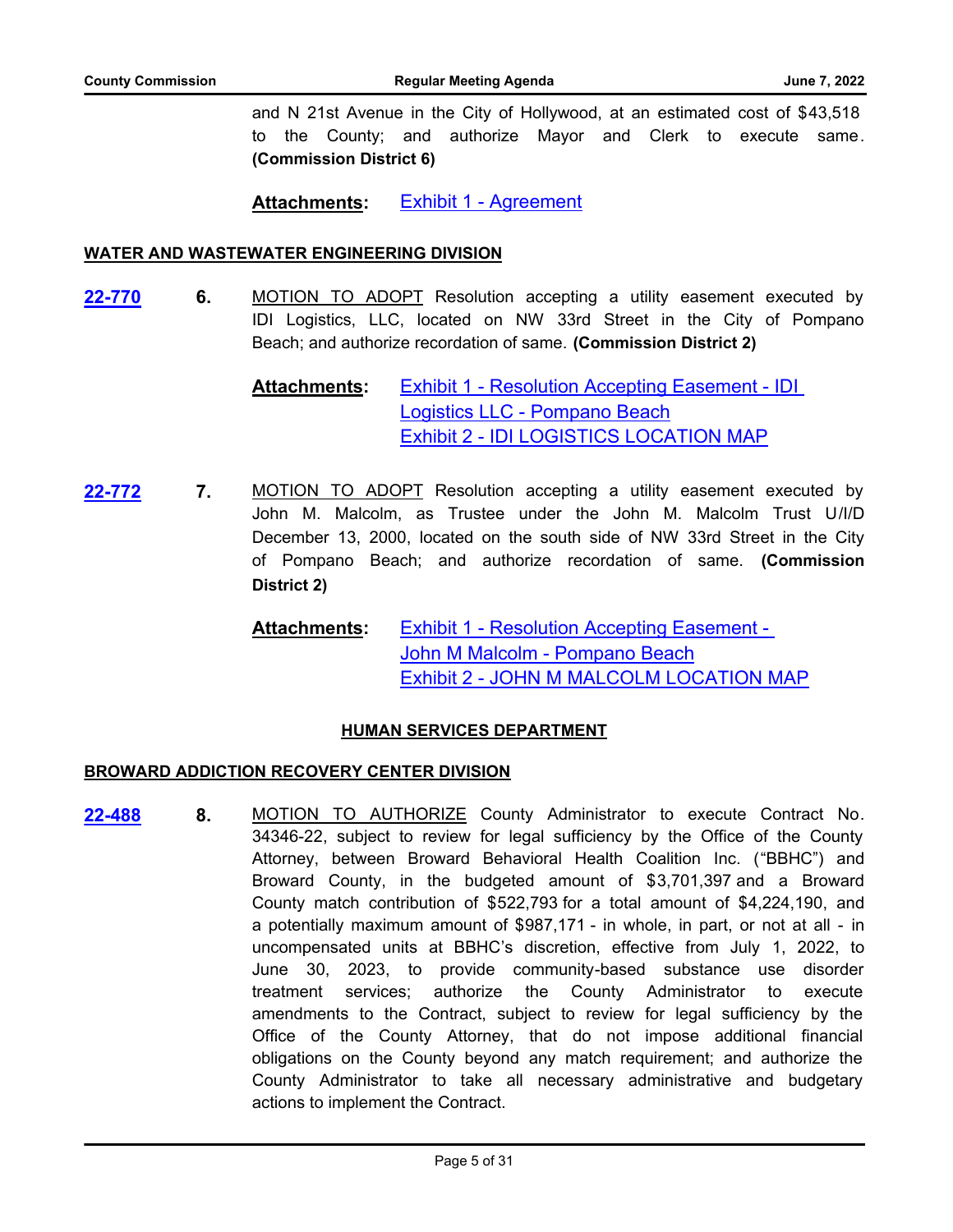and N 21st Avenue in the City of Hollywood, at an estimated cost of $43,518 to the County; and authorize Mayor and Clerk to execute same. **(Commission District 6)**

**Attachments:** Exhibit 1 - Agreement

**WATER AND WASTEWATER ENGINEERING DIVISION**

**22-770** **6.** MOTION TO ADOPT Resolution accepting a utility easement executed by IDI Logistics, LLC, located on NW 33rd Street in the City of Pompano Beach; and authorize recordation of same. **(Commission District 2)**

**Attachments:** Exhibit 1 - Resolution Accepting Easement - IDI Logistics LLC - Pompano Beach
Exhibit 2 - IDI LOGISTICS LOCATION MAP

**22-772** **7.** MOTION TO ADOPT Resolution accepting a utility easement executed by John M. Malcolm, as Trustee under the John M. Malcolm Trust U/I/D December 13, 2000, located on the south side of NW 33rd Street in the City of Pompano Beach; and authorize recordation of same. **(Commission District 2)**

**Attachments:** Exhibit 1 - Resolution Accepting Easement - John M Malcolm - Pompano Beach
Exhibit 2 - JOHN M MALCOLM LOCATION MAP

## HUMAN SERVICES DEPARTMENT

**BROWARD ADDICTION RECOVERY CENTER DIVISION**

**22-488** **8.** MOTION TO AUTHORIZE County Administrator to execute Contract No. 34346-22, subject to review for legal sufficiency by the Office of the County Attorney, between Broward Behavioral Health Coalition Inc. ("BBHC") and Broward County, in the budgeted amount of $3,701,397 and a Broward County match contribution of $522,793 for a total amount of $4,224,190, and a potentially maximum amount of $987,171 - in whole, in part, or not at all - in uncompensated units at BBHC's discretion, effective from July 1, 2022, to June 30, 2023, to provide community-based substance use disorder treatment services; authorize the County Administrator to execute amendments to the Contract, subject to review for legal sufficiency by the Office of the County Attorney, that do not impose additional financial obligations on the County beyond any match requirement; and authorize the County Administrator to take all necessary administrative and budgetary actions to implement the Contract.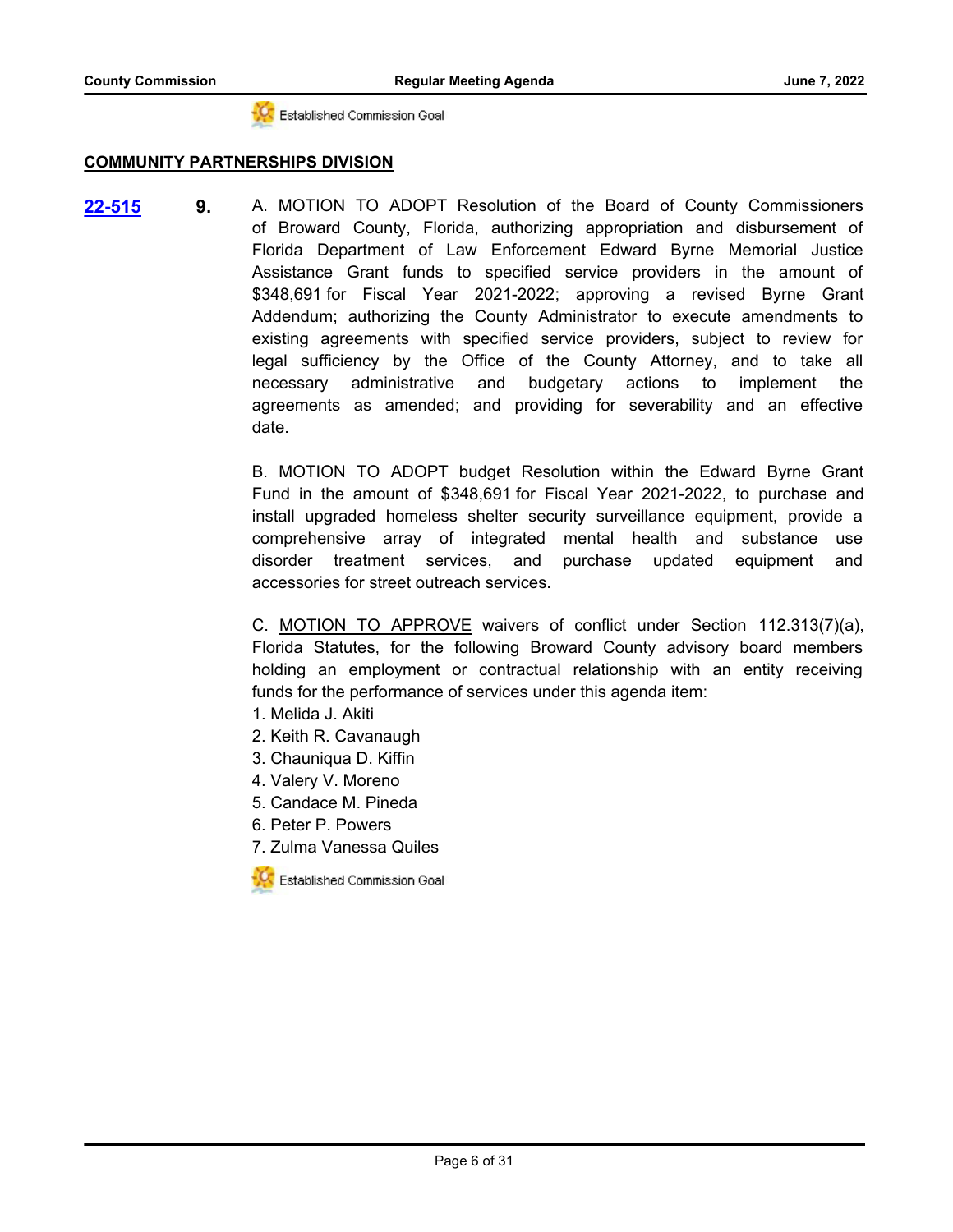Established Commission Goal

**COMMUNITY PARTNERSHIPS DIVISION**

**22-515** **9.** A. MOTION TO ADOPT Resolution of the Board of County Commissioners of Broward County, Florida, authorizing appropriation and disbursement of Florida Department of Law Enforcement Edward Byrne Memorial Justice Assistance Grant funds to specified service providers in the amount of $348,691 for Fiscal Year 2021-2022; approving a revised Byrne Grant Addendum; authorizing the County Administrator to execute amendments to existing agreements with specified service providers, subject to review for legal sufficiency by the Office of the County Attorney, and to take all necessary administrative and budgetary actions to implement the agreements as amended; and providing for severability and an effective date.

B. MOTION TO ADOPT budget Resolution within the Edward Byrne Grant Fund in the amount of $348,691 for Fiscal Year 2021-2022, to purchase and install upgraded homeless shelter security surveillance equipment, provide a comprehensive array of integrated mental health and substance use disorder treatment services, and purchase updated equipment and accessories for street outreach services.

C. MOTION TO APPROVE waivers of conflict under Section 112.313(7)(a), Florida Statutes, for the following Broward County advisory board members holding an employment or contractual relationship with an entity receiving funds for the performance of services under this agenda item:

1. Melida J. Akiti
2. Keith R. Cavanaugh
3. Chauniqua D. Kiffin
4. Valery V. Moreno
5. Candace M. Pineda
6. Peter P. Powers
7. Zulma Vanessa Quiles

Established Commission Goal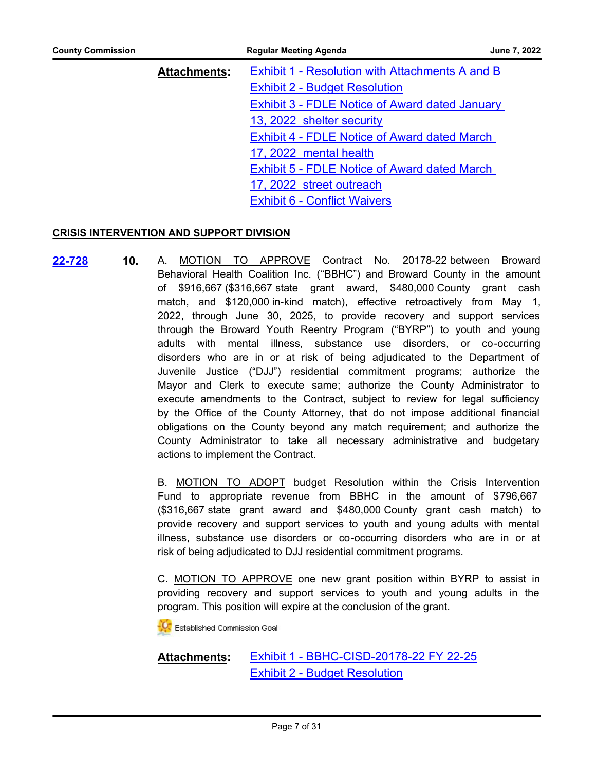**Attachments**: Exhibit 1 - Resolution with Attachments A and B
Exhibit 2 - Budget Resolution
Exhibit 3 - FDLE Notice of Award dated January 13, 2022 shelter security
Exhibit 4 - FDLE Notice of Award dated March 17, 2022 mental health
Exhibit 5 - FDLE Notice of Award dated March 17, 2022 street outreach
Exhibit 6 - Conflict Waivers

**CRISIS INTERVENTION AND SUPPORT DIVISION**

**22-728** **10.** A. MOTION TO APPROVE Contract No. 20178-22 between Broward Behavioral Health Coalition Inc. ("BBHC") and Broward County in the amount of $916,667 ($316,667 state grant award, $480,000 County grant cash match, and $120,000 in-kind match), effective retroactively from May 1, 2022, through June 30, 2025, to provide recovery and support services through the Broward Youth Reentry Program ("BYRP") to youth and young adults with mental illness, substance use disorders, or co-occurring disorders who are in or at risk of being adjudicated to the Department of Juvenile Justice ("DJJ") residential commitment programs; authorize the Mayor and Clerk to execute same; authorize the County Administrator to execute amendments to the Contract, subject to review for legal sufficiency by the Office of the County Attorney, that do not impose additional financial obligations on the County beyond any match requirement; and authorize the County Administrator to take all necessary administrative and budgetary actions to implement the Contract.

B. MOTION TO ADOPT budget Resolution within the Crisis Intervention Fund to appropriate revenue from BBHC in the amount of $796,667 ($316,667 state grant award and $480,000 County grant cash match) to provide recovery and support services to youth and young adults with mental illness, substance use disorders or co-occurring disorders who are in or at risk of being adjudicated to DJJ residential commitment programs.

C. MOTION TO APPROVE one new grant position within BYRP to assist in providing recovery and support services to youth and young adults in the program. This position will expire at the conclusion of the grant.

Established Commission Goal

**Attachments**: Exhibit 1 - BBHC-CISD-20178-22 FY 22-25
Exhibit 2 - Budget Resolution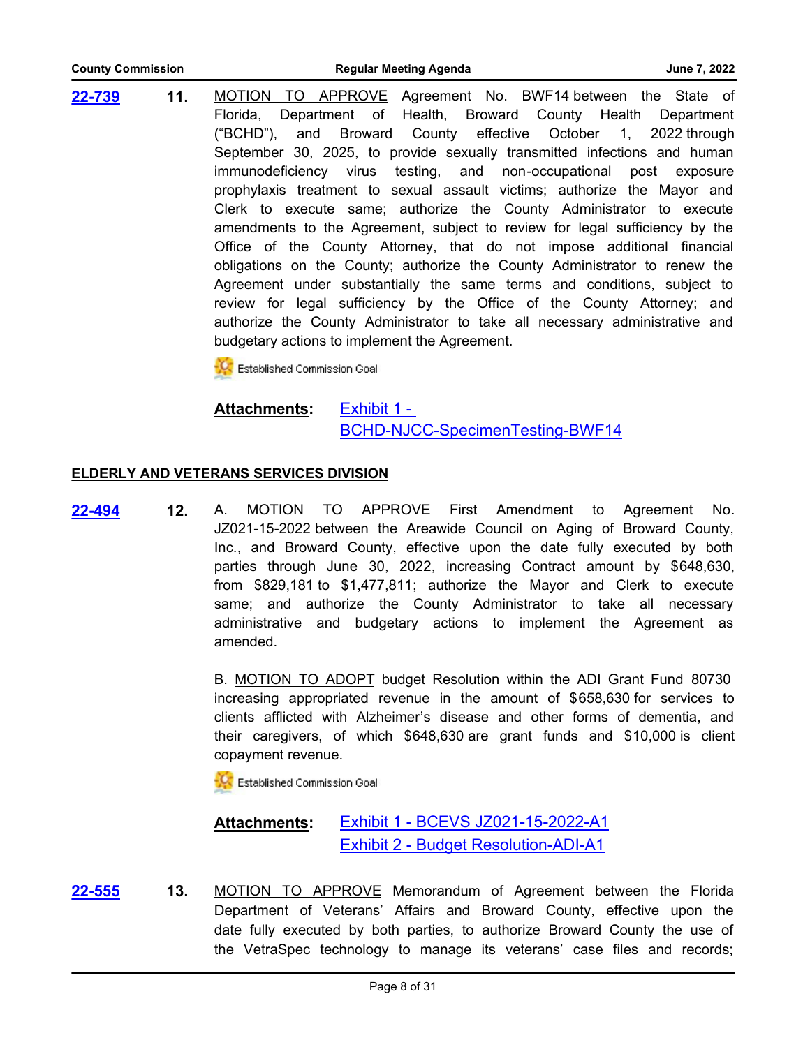**22-739** **11.** MOTION TO APPROVE Agreement No. BWF14 between the State of Florida, Department of Health, Broward County Health Department ("BCHD"), and Broward County effective October 1, 2022 through September 30, 2025, to provide sexually transmitted infections and human immunodeficiency virus testing, and non-occupational post exposure prophylaxis treatment to sexual assault victims; authorize the Mayor and Clerk to execute same; authorize the County Administrator to execute amendments to the Agreement, subject to review for legal sufficiency by the Office of the County Attorney, that do not impose additional financial obligations on the County; authorize the County Administrator to renew the Agreement under substantially the same terms and conditions, subject to review for legal sufficiency by the Office of the County Attorney; and authorize the County Administrator to take all necessary administrative and budgetary actions to implement the Agreement.

Established Commission Goal

**Attachments:** Exhibit 1 - BCHD-NJCC-SpecimenTesting-BWF14

## ELDERLY AND VETERANS SERVICES DIVISION

**22-494** **12.** A. MOTION TO APPROVE First Amendment to Agreement No. JZ021-15-2022 between the Areawide Council on Aging of Broward County, Inc., and Broward County, effective upon the date fully executed by both parties through June 30, 2022, increasing Contract amount by $648,630, from $829,181 to $1,477,811; authorize the Mayor and Clerk to execute same; and authorize the County Administrator to take all necessary administrative and budgetary actions to implement the Agreement as amended.

B. MOTION TO ADOPT budget Resolution within the ADI Grant Fund 80730 increasing appropriated revenue in the amount of $658,630 for services to clients afflicted with Alzheimer's disease and other forms of dementia, and their caregivers, of which $648,630 are grant funds and $10,000 is client copayment revenue.

Established Commission Goal

**Attachments:** Exhibit 1 - BCEVS JZ021-15-2022-A1
Exhibit 2 - Budget Resolution-ADI-A1

**22-555** **13.** MOTION TO APPROVE Memorandum of Agreement between the Florida Department of Veterans' Affairs and Broward County, effective upon the date fully executed by both parties, to authorize Broward County the use of the VetraSpec technology to manage its veterans' case files and records;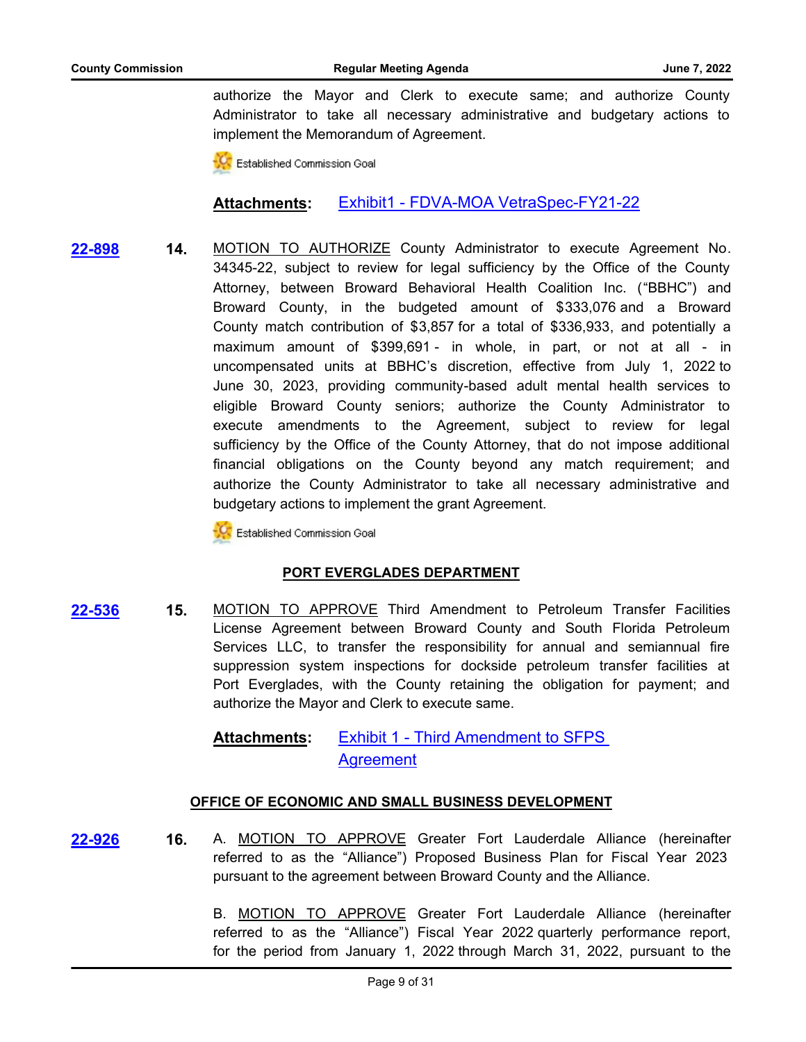authorize the Mayor and Clerk to execute same; and authorize County Administrator to take all necessary administrative and budgetary actions to implement the Memorandum of Agreement.

Established Commission Goal

**Attachments:** Exhibit1 - FDVA-MOA VetraSpec-FY21-22

**22-898** **14.** MOTION TO AUTHORIZE County Administrator to execute Agreement No. 34345-22, subject to review for legal sufficiency by the Office of the County Attorney, between Broward Behavioral Health Coalition Inc. ("BBHC") and Broward County, in the budgeted amount of $333,076 and a Broward County match contribution of $3,857 for a total of $336,933, and potentially a maximum amount of $399,691 - in whole, in part, or not at all - in uncompensated units at BBHC's discretion, effective from July 1, 2022 to June 30, 2023, providing community-based adult mental health services to eligible Broward County seniors; authorize the County Administrator to execute amendments to the Agreement, subject to review for legal sufficiency by the Office of the County Attorney, that do not impose additional financial obligations on the County beyond any match requirement; and authorize the County Administrator to take all necessary administrative and budgetary actions to implement the grant Agreement.

Established Commission Goal

## PORT EVERGLADES DEPARTMENT

**22-536** **15.** MOTION TO APPROVE Third Amendment to Petroleum Transfer Facilities License Agreement between Broward County and South Florida Petroleum Services LLC, to transfer the responsibility for annual and semiannual fire suppression system inspections for dockside petroleum transfer facilities at Port Everglades, with the County retaining the obligation for payment; and authorize the Mayor and Clerk to execute same.

**Attachments:** Exhibit 1 - Third Amendment to SFPS Agreement

## OFFICE OF ECONOMIC AND SMALL BUSINESS DEVELOPMENT

**22-926** **16.** A. MOTION TO APPROVE Greater Fort Lauderdale Alliance (hereinafter referred to as the "Alliance") Proposed Business Plan for Fiscal Year 2023 pursuant to the agreement between Broward County and the Alliance.

B. MOTION TO APPROVE Greater Fort Lauderdale Alliance (hereinafter referred to as the "Alliance") Fiscal Year 2022 quarterly performance report, for the period from January 1, 2022 through March 31, 2022, pursuant to the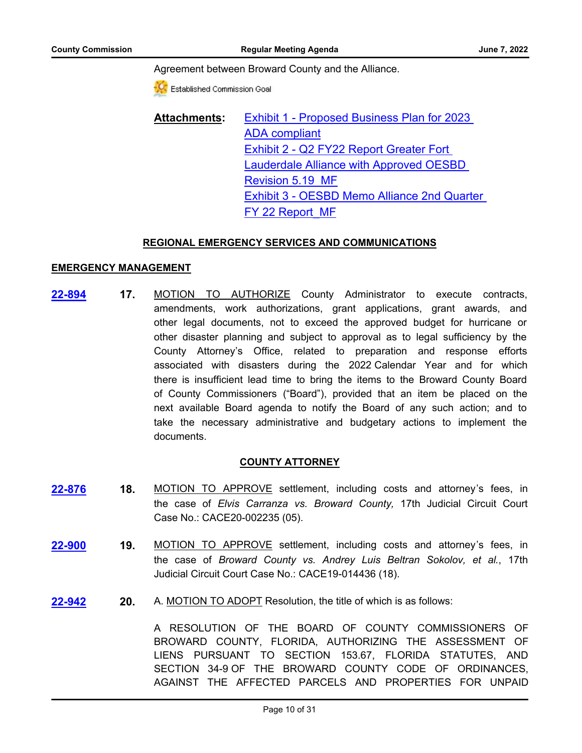Agreement between Broward County and the Alliance.

Established Commission Goal

**Attachments:** Exhibit 1 - Proposed Business Plan for 2023 ADA compliant
Exhibit 2 - Q2 FY22 Report Greater Fort Lauderdale Alliance with Approved OESBD Revision 5.19_MF
Exhibit 3 - OESBD Memo Alliance 2nd Quarter FY 22 Report_MF

## REGIONAL EMERGENCY SERVICES AND COMMUNICATIONS

### EMERGENCY MANAGEMENT

**22-894** **17.** MOTION TO AUTHORIZE County Administrator to execute contracts, amendments, work authorizations, grant applications, grant awards, and other legal documents, not to exceed the approved budget for hurricane or other disaster planning and subject to approval as to legal sufficiency by the County Attorney's Office, related to preparation and response efforts associated with disasters during the 2022 Calendar Year and for which there is insufficient lead time to bring the items to the Broward County Board of County Commissioners ("Board"), provided that an item be placed on the next available Board agenda to notify the Board of any such action; and to take the necessary administrative and budgetary actions to implement the documents.

## COUNTY ATTORNEY

**22-876** **18.** MOTION TO APPROVE settlement, including costs and attorney's fees, in the case of *Elvis Carranza vs. Broward County,* 17th Judicial Circuit Court Case No.: CACE20-002235 (05).

**22-900** **19.** MOTION TO APPROVE settlement, including costs and attorney's fees, in the case of *Broward County vs. Andrey Luis Beltran Sokolov, et al.*, 17th Judicial Circuit Court Case No.: CACE19-014436 (18).

**22-942** **20.** A. MOTION TO ADOPT Resolution, the title of which is as follows:

A RESOLUTION OF THE BOARD OF COUNTY COMMISSIONERS OF BROWARD COUNTY, FLORIDA, AUTHORIZING THE ASSESSMENT OF LIENS PURSUANT TO SECTION 153.67, FLORIDA STATUTES, AND SECTION 34-9 OF THE BROWARD COUNTY CODE OF ORDINANCES, AGAINST THE AFFECTED PARCELS AND PROPERTIES FOR UNPAID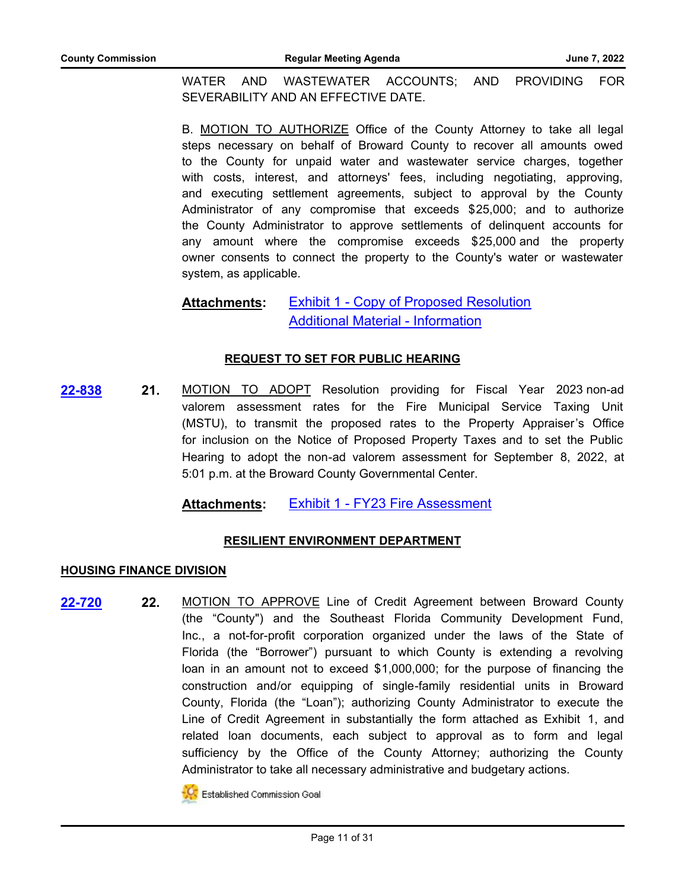WATER AND WASTEWATER ACCOUNTS; AND PROVIDING FOR SEVERABILITY AND AN EFFECTIVE DATE.

B. MOTION TO AUTHORIZE Office of the County Attorney to take all legal steps necessary on behalf of Broward County to recover all amounts owed to the County for unpaid water and wastewater service charges, together with costs, interest, and attorneys' fees, including negotiating, approving, and executing settlement agreements, subject to approval by the County Administrator of any compromise that exceeds $25,000; and to authorize the County Administrator to approve settlements of delinquent accounts for any amount where the compromise exceeds $25,000 and the property owner consents to connect the property to the County's water or wastewater system, as applicable.

**Attachments:** Exhibit 1 - Copy of Proposed Resolution
Additional Material - Information

## REQUEST TO SET FOR PUBLIC HEARING

**22-838** **21.** MOTION TO ADOPT Resolution providing for Fiscal Year 2023 non-ad valorem assessment rates for the Fire Municipal Service Taxing Unit (MSTU), to transmit the proposed rates to the Property Appraiser's Office for inclusion on the Notice of Proposed Property Taxes and to set the Public Hearing to adopt the non-ad valorem assessment for September 8, 2022, at 5:01 p.m. at the Broward County Governmental Center.

**Attachments:** Exhibit 1 - FY23 Fire Assessment

## RESILIENT ENVIRONMENT DEPARTMENT

### HOUSING FINANCE DIVISION

**22-720** **22.** MOTION TO APPROVE Line of Credit Agreement between Broward County (the "County") and the Southeast Florida Community Development Fund, Inc., a not-for-profit corporation organized under the laws of the State of Florida (the "Borrower") pursuant to which County is extending a revolving loan in an amount not to exceed $1,000,000; for the purpose of financing the construction and/or equipping of single-family residential units in Broward County, Florida (the "Loan"); authorizing County Administrator to execute the Line of Credit Agreement in substantially the form attached as Exhibit 1, and related loan documents, each subject to approval as to form and legal sufficiency by the Office of the County Attorney; authorizing the County Administrator to take all necessary administrative and budgetary actions.

Established Commission Goal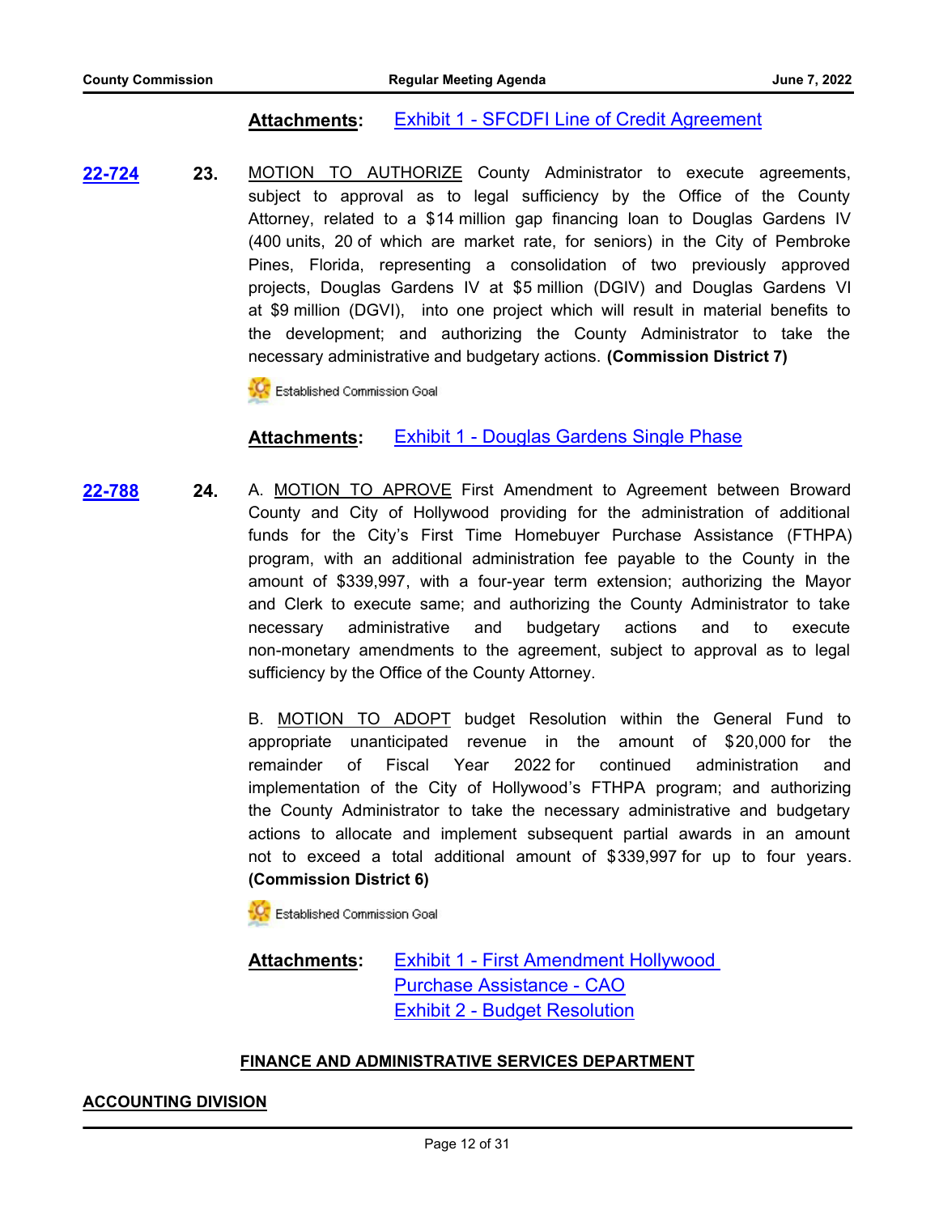**Attachments:** Exhibit 1 - SFCDFI Line of Credit Agreement

**22-724** **23.** MOTION TO AUTHORIZE County Administrator to execute agreements, subject to approval as to legal sufficiency by the Office of the County Attorney, related to a $14 million gap financing loan to Douglas Gardens IV (400 units, 20 of which are market rate, for seniors) in the City of Pembroke Pines, Florida, representing a consolidation of two previously approved projects, Douglas Gardens IV at $5 million (DGIV) and Douglas Gardens VI at $9 million (DGVI), into one project which will result in material benefits to the development; and authorizing the County Administrator to take the necessary administrative and budgetary actions. **(Commission District 7)**

Established Commission Goal

**Attachments:** Exhibit 1 - Douglas Gardens Single Phase

**22-788** **24.** A. MOTION TO APROVE First Amendment to Agreement between Broward County and City of Hollywood providing for the administration of additional funds for the City's First Time Homebuyer Purchase Assistance (FTHPA) program, with an additional administration fee payable to the County in the amount of $339,997, with a four-year term extension; authorizing the Mayor and Clerk to execute same; and authorizing the County Administrator to take necessary administrative and budgetary actions and to execute non-monetary amendments to the agreement, subject to approval as to legal sufficiency by the Office of the County Attorney.

B. MOTION TO ADOPT budget Resolution within the General Fund to appropriate unanticipated revenue in the amount of $20,000 for the remainder of Fiscal Year 2022 for continued administration and implementation of the City of Hollywood's FTHPA program; and authorizing the County Administrator to take the necessary administrative and budgetary actions to allocate and implement subsequent partial awards in an amount not to exceed a total additional amount of $339,997 for up to four years. **(Commission District 6)**

Established Commission Goal

**Attachments:** Exhibit 1 - First Amendment Hollywood Purchase Assistance - CAO
Exhibit 2 - Budget Resolution

## FINANCE AND ADMINISTRATIVE SERVICES DEPARTMENT

### ACCOUNTING DIVISION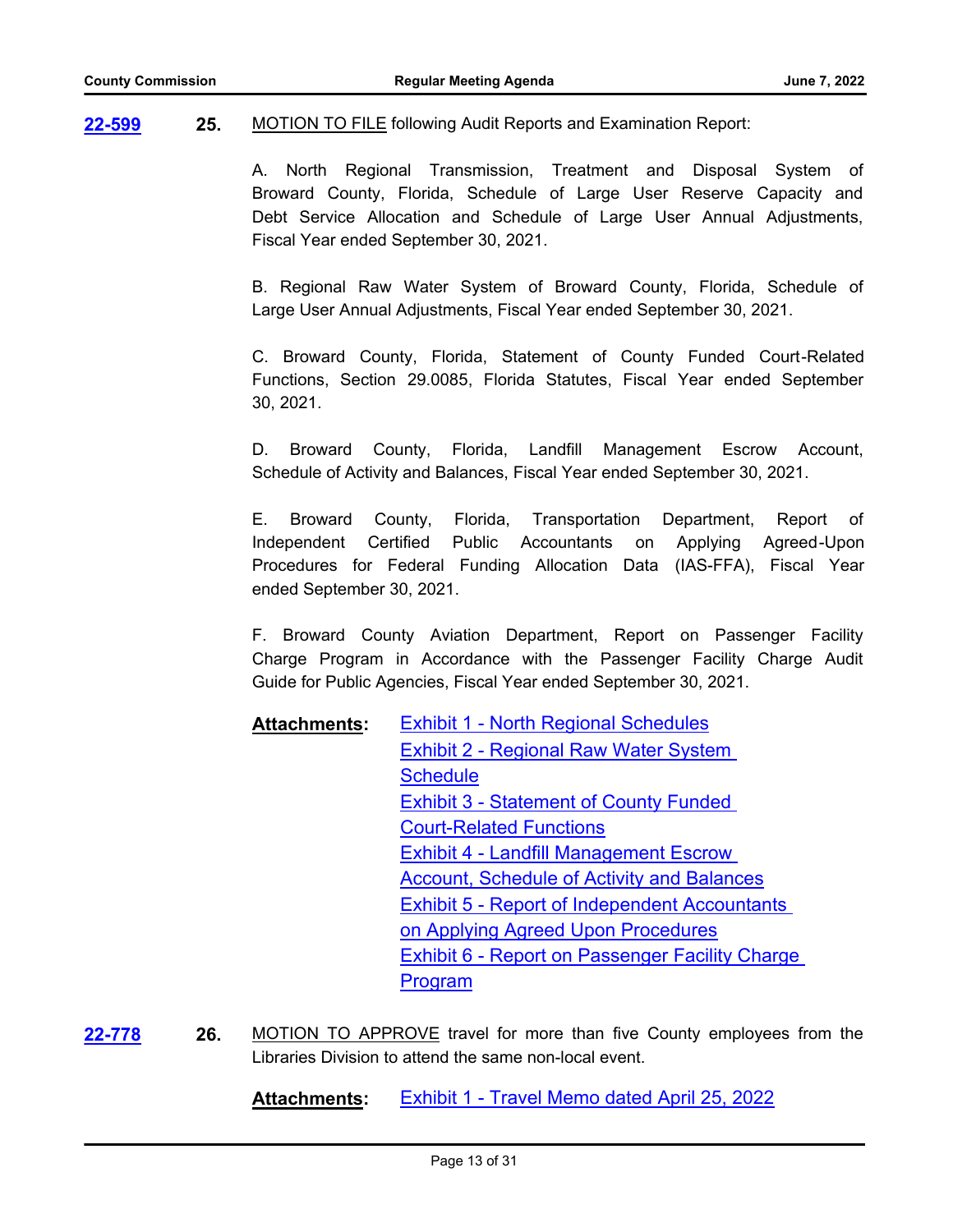**22-599** **25.** MOTION TO FILE following Audit Reports and Examination Report:

A. North Regional Transmission, Treatment and Disposal System of Broward County, Florida, Schedule of Large User Reserve Capacity and Debt Service Allocation and Schedule of Large User Annual Adjustments, Fiscal Year ended September 30, 2021.

B. Regional Raw Water System of Broward County, Florida, Schedule of Large User Annual Adjustments, Fiscal Year ended September 30, 2021.

C. Broward County, Florida, Statement of County Funded Court-Related Functions, Section 29.0085, Florida Statutes, Fiscal Year ended September 30, 2021.

D. Broward County, Florida, Landfill Management Escrow Account, Schedule of Activity and Balances, Fiscal Year ended September 30, 2021.

E. Broward County, Florida, Transportation Department, Report of Independent Certified Public Accountants on Applying Agreed-Upon Procedures for Federal Funding Allocation Data (IAS-FFA), Fiscal Year ended September 30, 2021.

F. Broward County Aviation Department, Report on Passenger Facility Charge Program in Accordance with the Passenger Facility Charge Audit Guide for Public Agencies, Fiscal Year ended September 30, 2021.

**Attachments:**
Exhibit 1 - North Regional Schedules
Exhibit 2 - Regional Raw Water System Schedule
Exhibit 3 - Statement of County Funded Court-Related Functions
Exhibit 4 - Landfill Management Escrow Account, Schedule of Activity and Balances
Exhibit 5 - Report of Independent Accountants on Applying Agreed Upon Procedures
Exhibit 6 - Report on Passenger Facility Charge Program

**22-778** **26.** MOTION TO APPROVE travel for more than five County employees from the Libraries Division to attend the same non-local event.

**Attachments:** Exhibit 1 - Travel Memo dated April 25, 2022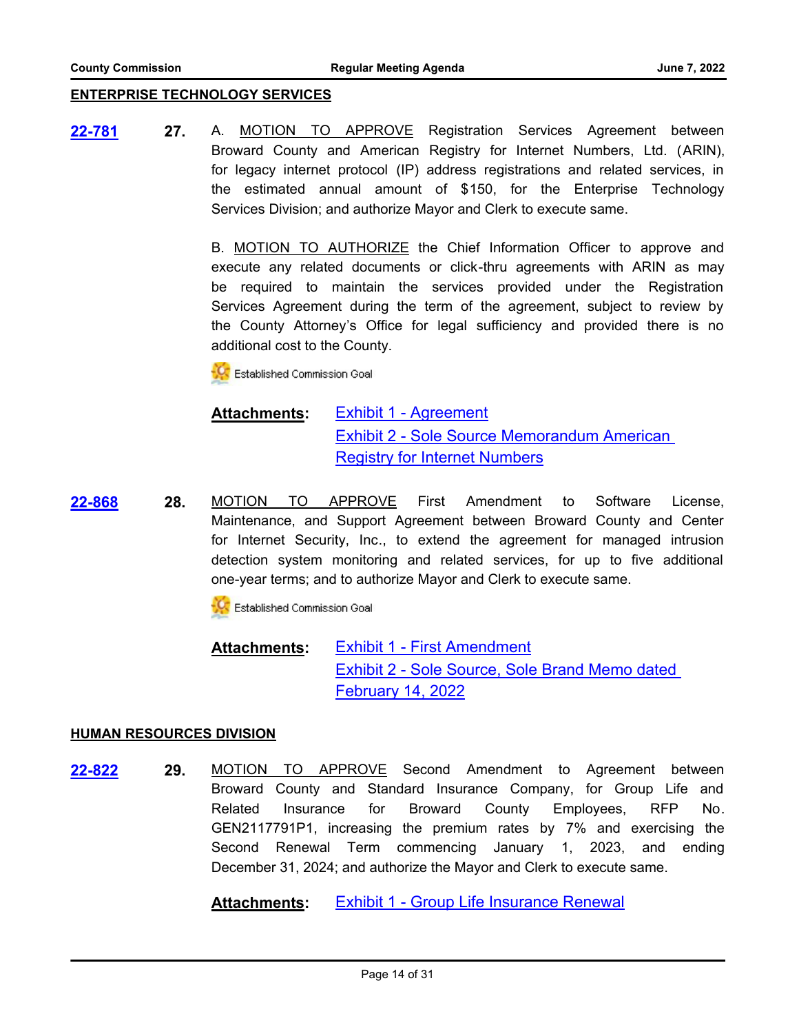## ENTERPRISE TECHNOLOGY SERVICES

**22-781** **27.** A. MOTION TO APPROVE Registration Services Agreement between Broward County and American Registry for Internet Numbers, Ltd. (ARIN), for legacy internet protocol (IP) address registrations and related services, in the estimated annual amount of $150, for the Enterprise Technology Services Division; and authorize Mayor and Clerk to execute same.

B. MOTION TO AUTHORIZE the Chief Information Officer to approve and execute any related documents or click-thru agreements with ARIN as may be required to maintain the services provided under the Registration Services Agreement during the term of the agreement, subject to review by the County Attorney's Office for legal sufficiency and provided there is no additional cost to the County.

Established Commission Goal

**Attachments:** Exhibit 1 - Agreement
Exhibit 2 - Sole Source Memorandum American Registry for Internet Numbers

**22-868** **28.** MOTION TO APPROVE First Amendment to Software License, Maintenance, and Support Agreement between Broward County and Center for Internet Security, Inc., to extend the agreement for managed intrusion detection system monitoring and related services, for up to five additional one-year terms; and to authorize Mayor and Clerk to execute same.

Established Commission Goal

**Attachments:** Exhibit 1 - First Amendment
Exhibit 2 - Sole Source, Sole Brand Memo dated February 14, 2022

## HUMAN RESOURCES DIVISION

**22-822** **29.** MOTION TO APPROVE Second Amendment to Agreement between Broward County and Standard Insurance Company, for Group Life and Related Insurance for Broward County Employees, RFP No. GEN2117791P1, increasing the premium rates by 7% and exercising the Second Renewal Term commencing January 1, 2023, and ending December 31, 2024; and authorize the Mayor and Clerk to execute same.

**Attachments:** Exhibit 1 - Group Life Insurance Renewal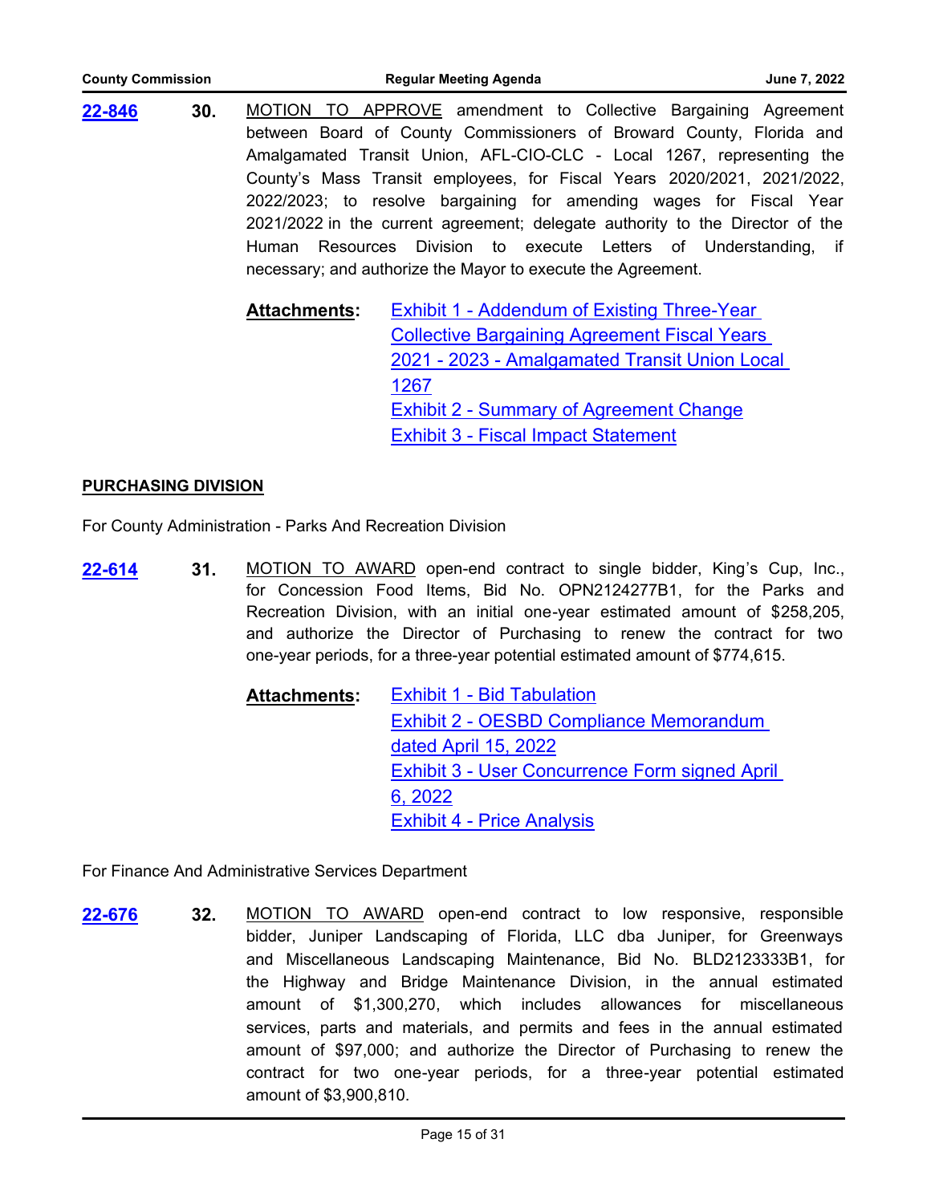**22-846** **30.** MOTION TO APPROVE amendment to Collective Bargaining Agreement between Board of County Commissioners of Broward County, Florida and Amalgamated Transit Union, AFL-CIO-CLC - Local 1267, representing the County's Mass Transit employees, for Fiscal Years 2020/2021, 2021/2022, 2022/2023; to resolve bargaining for amending wages for Fiscal Year 2021/2022 in the current agreement; delegate authority to the Director of the Human Resources Division to execute Letters of Understanding, if necessary; and authorize the Mayor to execute the Agreement.

**Attachments:**
- Exhibit 1 - Addendum of Existing Three-Year Collective Bargaining Agreement Fiscal Years 2021 - 2023 - Amalgamated Transit Union Local 1267
- Exhibit 2 - Summary of Agreement Change
- Exhibit 3 - Fiscal Impact Statement

**PURCHASING DIVISION**

For County Administration - Parks And Recreation Division

**22-614** **31.** MOTION TO AWARD open-end contract to single bidder, King's Cup, Inc., for Concession Food Items, Bid No. OPN2124277B1, for the Parks and Recreation Division, with an initial one-year estimated amount of $258,205, and authorize the Director of Purchasing to renew the contract for two one-year periods, for a three-year potential estimated amount of $774,615.

**Attachments:**
- Exhibit 1 - Bid Tabulation
- Exhibit 2 - OESBD Compliance Memorandum dated April 15, 2022
- Exhibit 3 - User Concurrence Form signed April 6, 2022
- Exhibit 4 - Price Analysis

For Finance And Administrative Services Department

**22-676** **32.** MOTION TO AWARD open-end contract to low responsive, responsible bidder, Juniper Landscaping of Florida, LLC dba Juniper, for Greenways and Miscellaneous Landscaping Maintenance, Bid No. BLD2123333B1, for the Highway and Bridge Maintenance Division, in the annual estimated amount of $1,300,270, which includes allowances for miscellaneous services, parts and materials, and permits and fees in the annual estimated amount of $97,000; and authorize the Director of Purchasing to renew the contract for two one-year periods, for a three-year potential estimated amount of $3,900,810.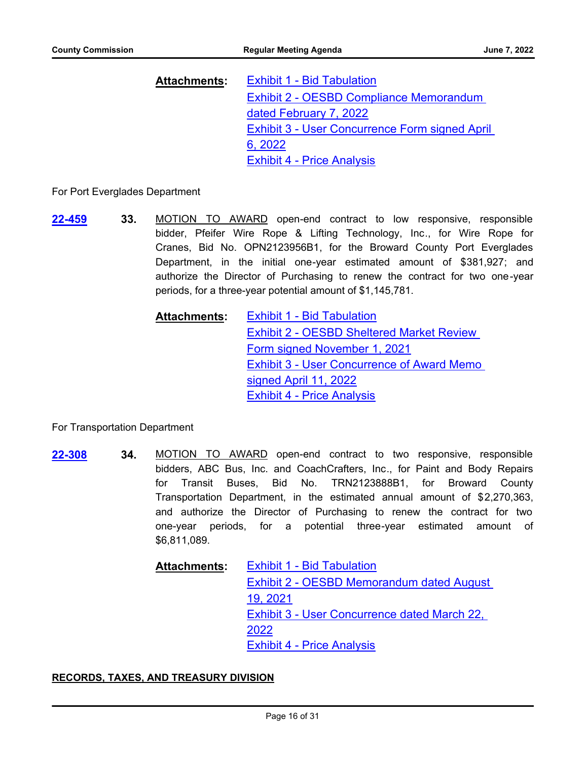**Attachments:** Exhibit 1 - Bid Tabulation
Exhibit 2 - OESBD Compliance Memorandum dated February 7, 2022
Exhibit 3 - User Concurrence Form signed April 6, 2022
Exhibit 4 - Price Analysis

For Port Everglades Department

**22-459** **33.** MOTION TO AWARD open-end contract to low responsive, responsible bidder, Pfeifer Wire Rope & Lifting Technology, Inc., for Wire Rope for Cranes, Bid No. OPN2123956B1, for the Broward County Port Everglades Department, in the initial one-year estimated amount of $381,927; and authorize the Director of Purchasing to renew the contract for two one-year periods, for a three-year potential amount of $1,145,781.

**Attachments:** Exhibit 1 - Bid Tabulation
Exhibit 2 - OESBD Sheltered Market Review Form signed November 1, 2021
Exhibit 3 - User Concurrence of Award Memo signed April 11, 2022
Exhibit 4 - Price Analysis

For Transportation Department

**22-308** **34.** MOTION TO AWARD open-end contract to two responsive, responsible bidders, ABC Bus, Inc. and CoachCrafters, Inc., for Paint and Body Repairs for Transit Buses, Bid No. TRN2123888B1, for Broward County Transportation Department, in the estimated annual amount of $2,270,363, and authorize the Director of Purchasing to renew the contract for two one-year periods, for a potential three-year estimated amount of $6,811,089.

**Attachments:** Exhibit 1 - Bid Tabulation
Exhibit 2 - OESBD Memorandum dated August 19, 2021
Exhibit 3 - User Concurrence dated March 22, 2022
Exhibit 4 - Price Analysis

**RECORDS, TAXES, AND TREASURY DIVISION**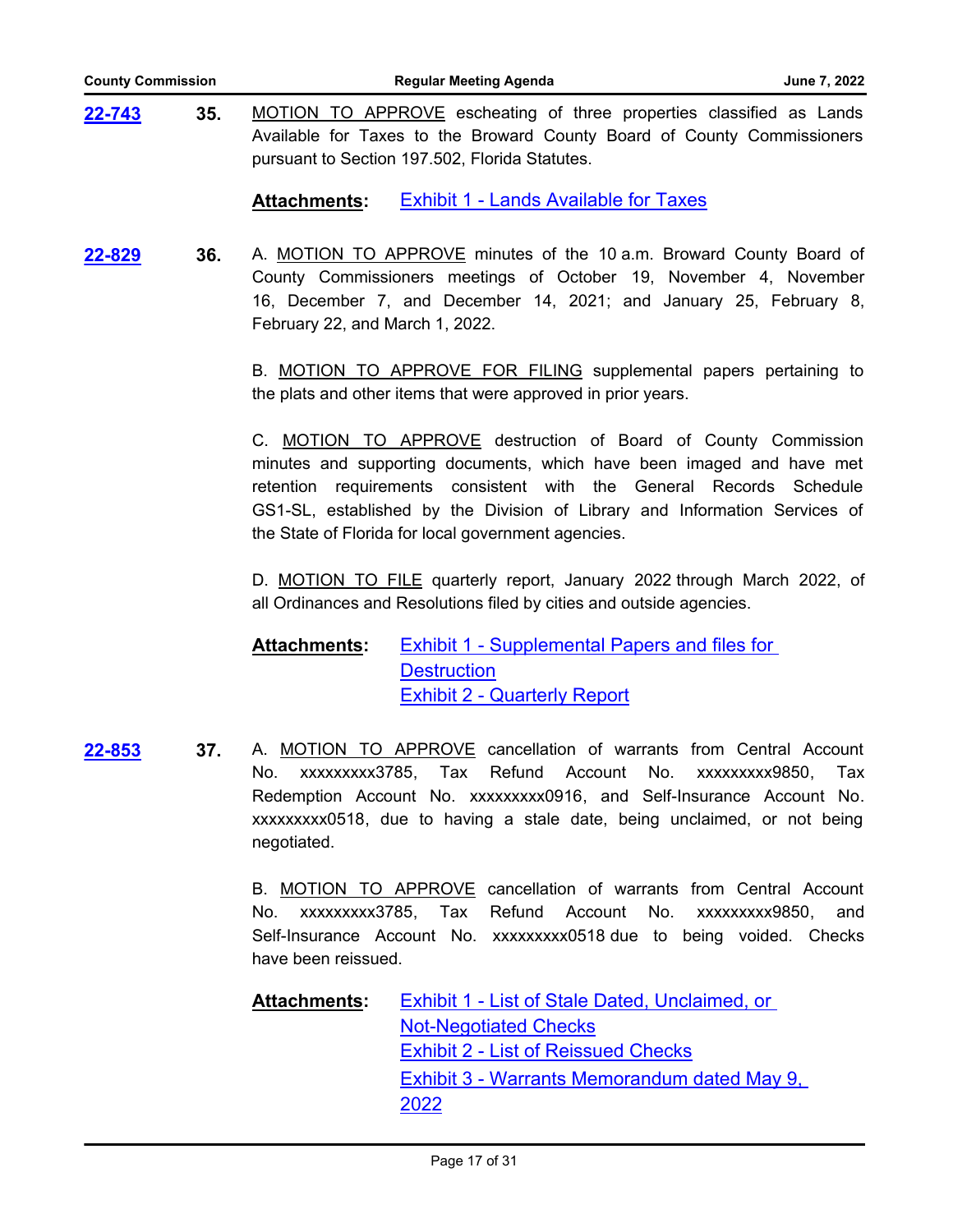**22-743** **35.** MOTION TO APPROVE escheating of three properties classified as Lands Available for Taxes to the Broward County Board of County Commissioners pursuant to Section 197.502, Florida Statutes.

**Attachments:** Exhibit 1 - Lands Available for Taxes

**22-829** **36.** A. MOTION TO APPROVE minutes of the 10 a.m. Broward County Board of County Commissioners meetings of October 19, November 4, November 16, December 7, and December 14, 2021; and January 25, February 8, February 22, and March 1, 2022.

B. MOTION TO APPROVE FOR FILING supplemental papers pertaining to the plats and other items that were approved in prior years.

C. MOTION TO APPROVE destruction of Board of County Commission minutes and supporting documents, which have been imaged and have met retention requirements consistent with the General Records Schedule GS1-SL, established by the Division of Library and Information Services of the State of Florida for local government agencies.

D. MOTION TO FILE quarterly report, January 2022 through March 2022, of all Ordinances and Resolutions filed by cities and outside agencies.

**Attachments:** Exhibit 1 - Supplemental Papers and files for Destruction
Exhibit 2 - Quarterly Report

**22-853** **37.** A. MOTION TO APPROVE cancellation of warrants from Central Account No. xxxxxxxxx3785, Tax Refund Account No. xxxxxxxxx9850, Tax Redemption Account No. xxxxxxxxx0916, and Self-Insurance Account No. xxxxxxxxx0518, due to having a stale date, being unclaimed, or not being negotiated.

B. MOTION TO APPROVE cancellation of warrants from Central Account No. xxxxxxxxx3785, Tax Refund Account No. xxxxxxxxx9850, and Self-Insurance Account No. xxxxxxxxx0518 due to being voided. Checks have been reissued.

**Attachments:** Exhibit 1 - List of Stale Dated, Unclaimed, or Not-Negotiated Checks
Exhibit 2 - List of Reissued Checks
Exhibit 3 - Warrants Memorandum dated May 9, 2022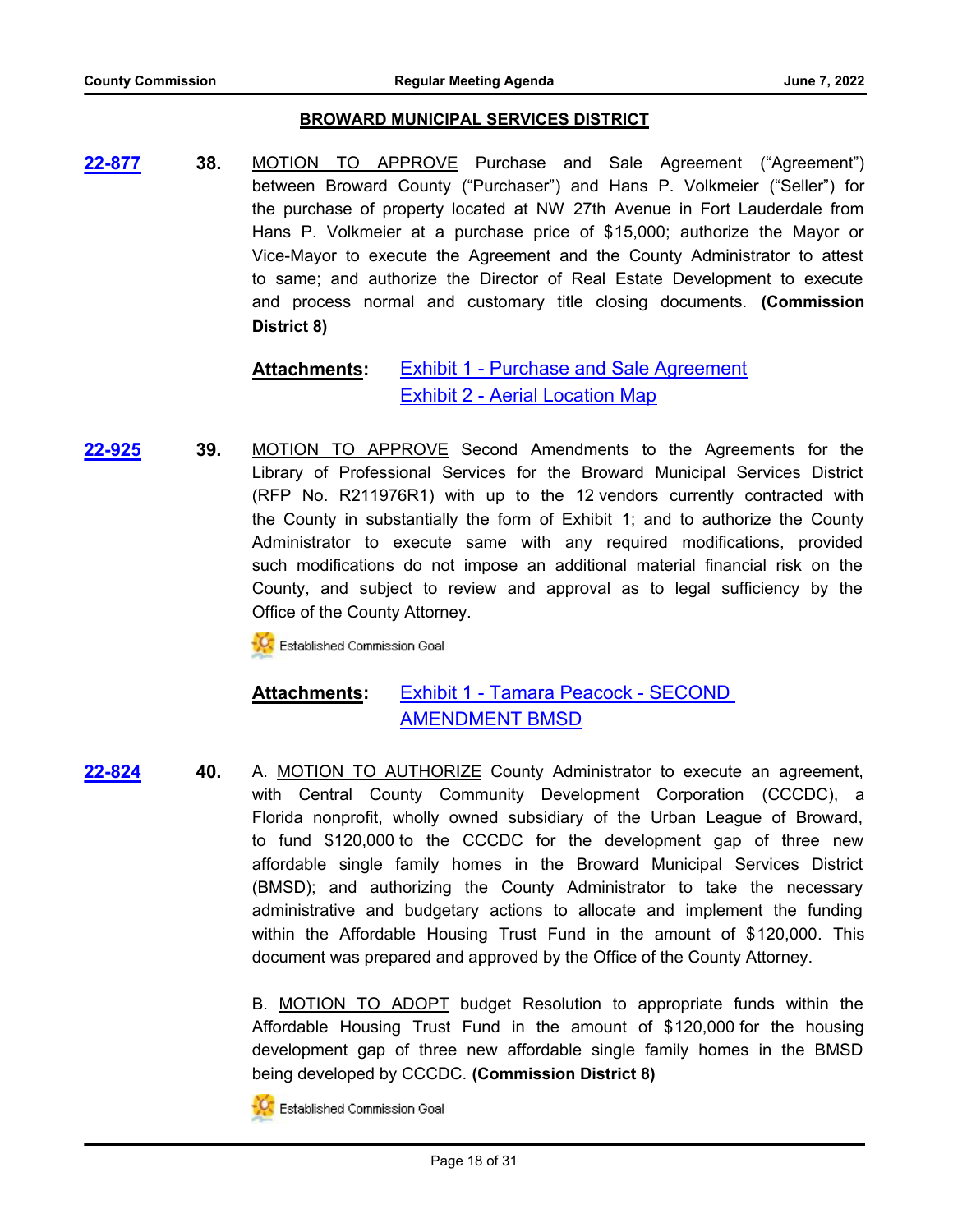## BROWARD MUNICIPAL SERVICES DISTRICT

**22-877** **38.** MOTION TO APPROVE Purchase and Sale Agreement ("Agreement") between Broward County ("Purchaser") and Hans P. Volkmeier ("Seller") for the purchase of property located at NW 27th Avenue in Fort Lauderdale from Hans P. Volkmeier at a purchase price of $15,000; authorize the Mayor or Vice-Mayor to execute the Agreement and the County Administrator to attest to same; and authorize the Director of Real Estate Development to execute and process normal and customary title closing documents. **(Commission District 8)**

**Attachments:** Exhibit 1 - Purchase and Sale Agreement
Exhibit 2 - Aerial Location Map

**22-925** **39.** MOTION TO APPROVE Second Amendments to the Agreements for the Library of Professional Services for the Broward Municipal Services District (RFP No. R211976R1) with up to the 12 vendors currently contracted with the County in substantially the form of Exhibit 1; and to authorize the County Administrator to execute same with any required modifications, provided such modifications do not impose an additional material financial risk on the County, and subject to review and approval as to legal sufficiency by the Office of the County Attorney.

Established Commission Goal

**Attachments:** Exhibit 1 - Tamara Peacock - SECOND AMENDMENT BMSD

**22-824** **40.** A. MOTION TO AUTHORIZE County Administrator to execute an agreement, with Central County Community Development Corporation (CCCDC), a Florida nonprofit, wholly owned subsidiary of the Urban League of Broward, to fund $120,000 to the CCCDC for the development gap of three new affordable single family homes in the Broward Municipal Services District (BMSD); and authorizing the County Administrator to take the necessary administrative and budgetary actions to allocate and implement the funding within the Affordable Housing Trust Fund in the amount of $120,000. This document was prepared and approved by the Office of the County Attorney.

B. MOTION TO ADOPT budget Resolution to appropriate funds within the Affordable Housing Trust Fund in the amount of $120,000 for the housing development gap of three new affordable single family homes in the BMSD being developed by CCCDC. **(Commission District 8)**

Established Commission Goal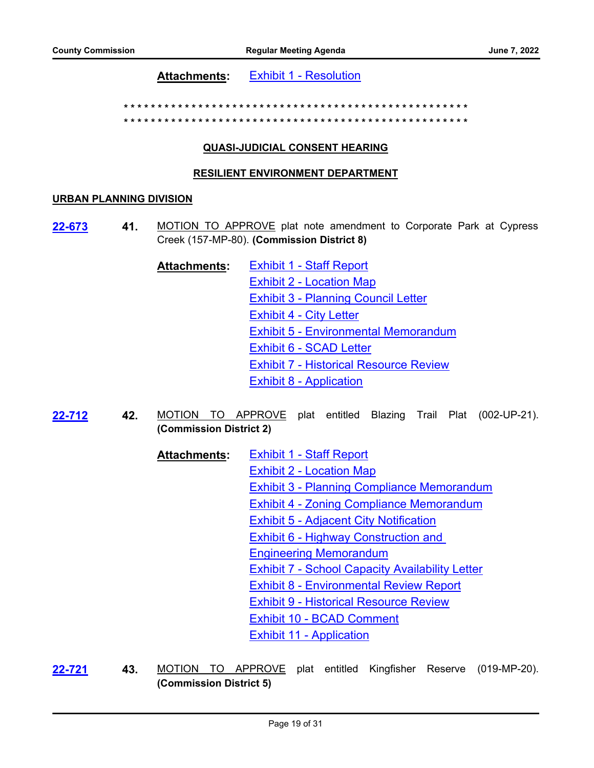**Attachments:** Exhibit 1 - Resolution

\*\*\*\*\*\*\*\*\*\*\*\*\*\*\*\*\*\*\*\*\*\*\*\*\*\*\*\*\*\*\*\*\*\*\*\*\*\*\*\*\*\*\*\*\*\*\*\*\*\*\*\*\*\*\*\*\*\*\*\*\*\*\*\*\*\*\*\*\*\*\*\*\*\*\*\*\*\*\*\*\*\*\*\*\*\*\*\*\*\*\*\*\*\*\*\*\*\*\*\*\*\*\*\*\*\*\*\*\*\*\*\*

## QUASI-JUDICIAL CONSENT HEARING

## RESILIENT ENVIRONMENT DEPARTMENT

### URBAN PLANNING DIVISION

**22-673** **41.** MOTION TO APPROVE plat note amendment to Corporate Park at Cypress Creek (157-MP-80). **(Commission District 8)**

**Attachments:**
- Exhibit 1 - Staff Report
- Exhibit 2 - Location Map
- Exhibit 3 - Planning Council Letter
- Exhibit 4 - City Letter
- Exhibit 5 - Environmental Memorandum
- Exhibit 6 - SCAD Letter
- Exhibit 7 - Historical Resource Review
- Exhibit 8 - Application

**22-712** **42.** MOTION TO APPROVE plat entitled Blazing Trail Plat (002-UP-21). **(Commission District 2)**

**Attachments:**
- Exhibit 1 - Staff Report
- Exhibit 2 - Location Map
- Exhibit 3 - Planning Compliance Memorandum
- Exhibit 4 - Zoning Compliance Memorandum
- Exhibit 5 - Adjacent City Notification
- Exhibit 6 - Highway Construction and Engineering Memorandum
- Exhibit 7 - School Capacity Availability Letter
- Exhibit 8 - Environmental Review Report
- Exhibit 9 - Historical Resource Review
- Exhibit 10 - BCAD Comment
- Exhibit 11 - Application

**22-721** **43.** MOTION TO APPROVE plat entitled Kingfisher Reserve (019-MP-20). **(Commission District 5)**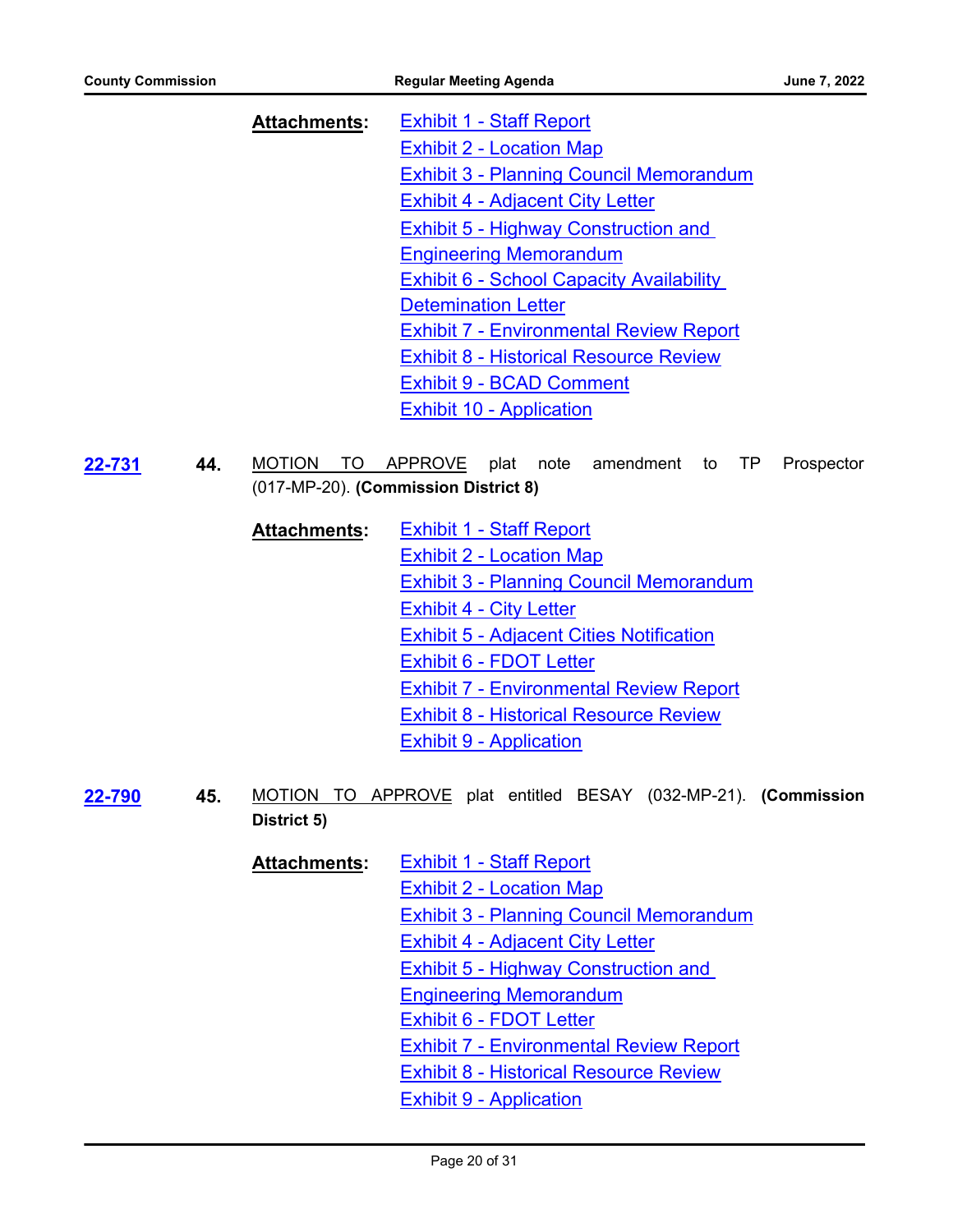**Attachments:**
- Exhibit 1 - Staff Report
- Exhibit 2 - Location Map
- Exhibit 3 - Planning Council Memorandum
- Exhibit 4 - Adjacent City Letter
- Exhibit 5 - Highway Construction and Engineering Memorandum
- Exhibit 6 - School Capacity Availability Detemination Letter
- Exhibit 7 - Environmental Review Report
- Exhibit 8 - Historical Resource Review
- Exhibit 9 - BCAD Comment
- Exhibit 10 - Application

**22-731** **44.** MOTION TO APPROVE plat note amendment to TP Prospector (017-MP-20). **(Commission District 8)**

**Attachments:**
- Exhibit 1 - Staff Report
- Exhibit 2 - Location Map
- Exhibit 3 - Planning Council Memorandum
- Exhibit 4 - City Letter
- Exhibit 5 - Adjacent Cities Notification
- Exhibit 6 - FDOT Letter
- Exhibit 7 - Environmental Review Report
- Exhibit 8 - Historical Resource Review
- Exhibit 9 - Application

**22-790** **45.** MOTION TO APPROVE plat entitled BESAY (032-MP-21). **(Commission District 5)**

**Attachments:**
- Exhibit 1 - Staff Report
- Exhibit 2 - Location Map
- Exhibit 3 - Planning Council Memorandum
- Exhibit 4 - Adjacent City Letter
- Exhibit 5 - Highway Construction and Engineering Memorandum
- Exhibit 6 - FDOT Letter
- Exhibit 7 - Environmental Review Report
- Exhibit 8 - Historical Resource Review
- Exhibit 9 - Application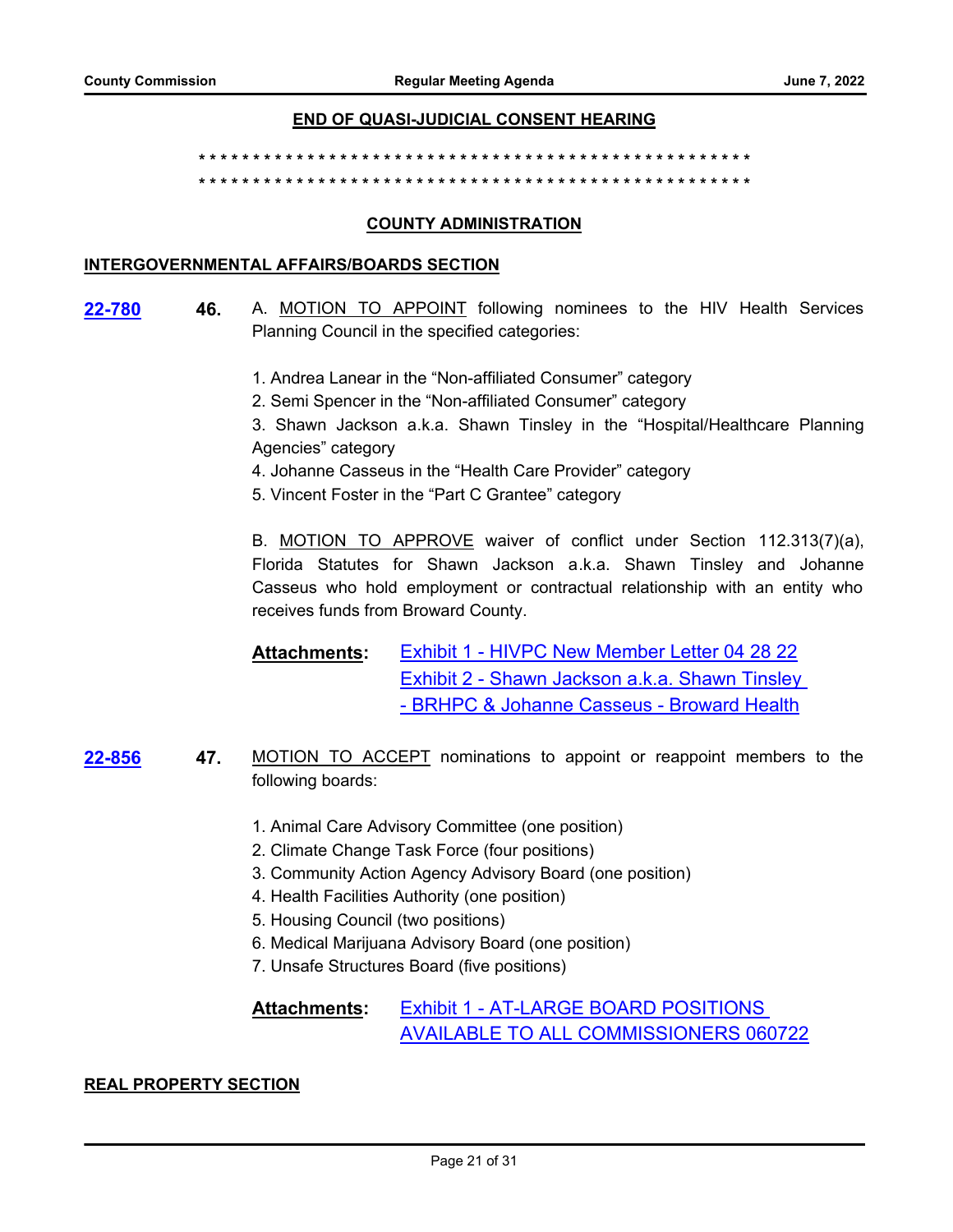**END OF QUASI-JUDICIAL CONSENT HEARING**

* * * * * * * * * * * * * * * * * * * * * * * * * * * * * * * * * * * * * * * * * * * * * * * * * * *
* * * * * * * * * * * * * * * * * * * * * * * * * * * * * * * * * * * * * * * * * * * * * * * * * * *

## COUNTY ADMINISTRATION

### INTERGOVERNMENTAL AFFAIRS/BOARDS SECTION

**22-780** **46.** A. MOTION TO APPOINT following nominees to the HIV Health Services Planning Council in the specified categories:

1. Andrea Lanear in the "Non-affiliated Consumer" category
2. Semi Spencer in the "Non-affiliated Consumer" category
3. Shawn Jackson a.k.a. Shawn Tinsley in the "Hospital/Healthcare Planning Agencies" category
4. Johanne Casseus in the "Health Care Provider" category
5. Vincent Foster in the "Part C Grantee" category

B. MOTION TO APPROVE waiver of conflict under Section 112.313(7)(a), Florida Statutes for Shawn Jackson a.k.a. Shawn Tinsley and Johanne Casseus who hold employment or contractual relationship with an entity who receives funds from Broward County.

**Attachments:** Exhibit 1 - HIVPC New Member Letter 04 28 22
Exhibit 2 - Shawn Jackson a.k.a. Shawn Tinsley - BRHPC & Johanne Casseus - Broward Health

**22-856** **47.** MOTION TO ACCEPT nominations to appoint or reappoint members to the following boards:

1. Animal Care Advisory Committee (one position)
2. Climate Change Task Force (four positions)
3. Community Action Agency Advisory Board (one position)
4. Health Facilities Authority (one position)
5. Housing Council (two positions)
6. Medical Marijuana Advisory Board (one position)
7. Unsafe Structures Board (five positions)

**Attachments:** Exhibit 1 - AT-LARGE BOARD POSITIONS AVAILABLE TO ALL COMMISSIONERS 060722

### REAL PROPERTY SECTION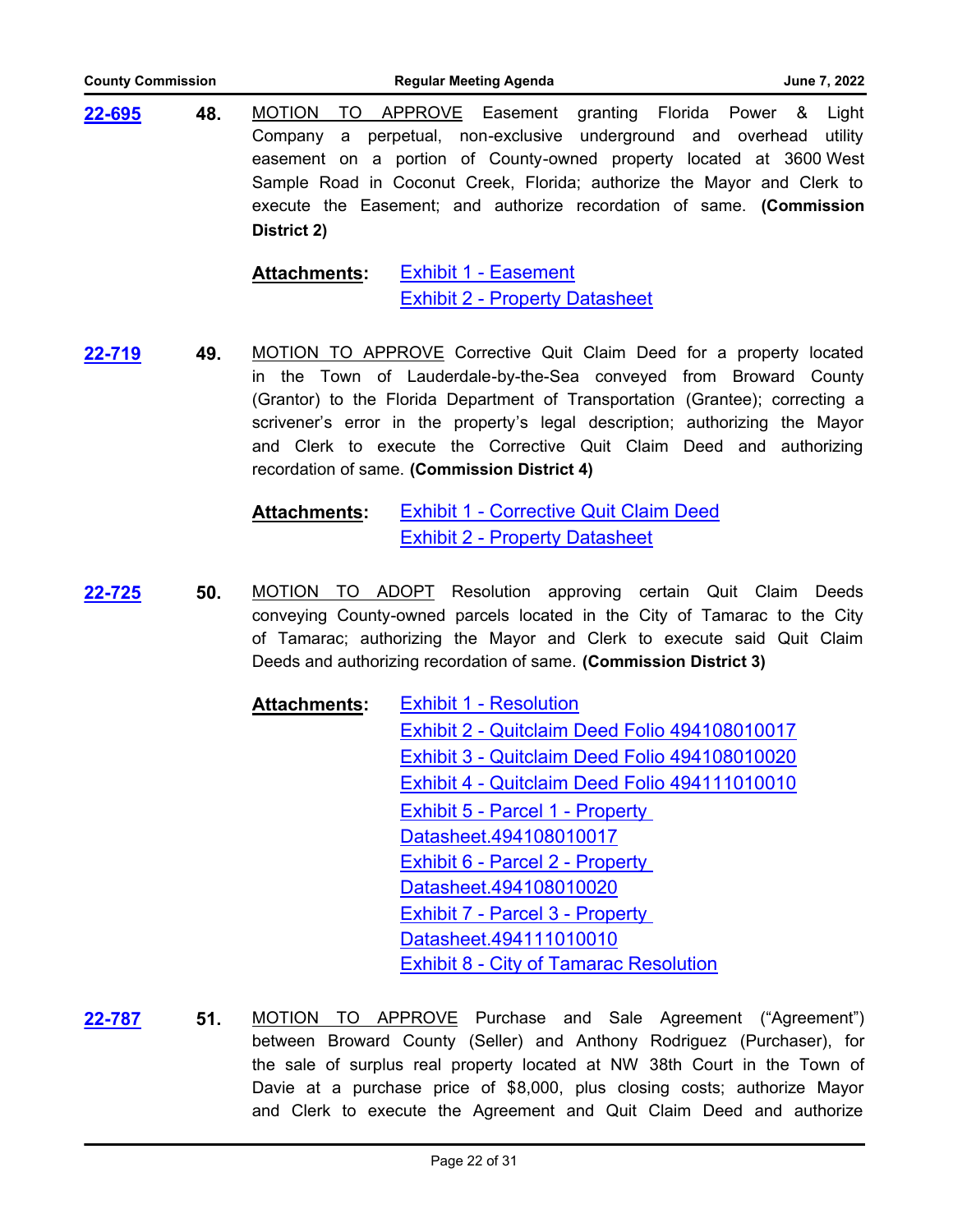**22-695** **48.** MOTION TO APPROVE Easement granting Florida Power & Light Company a perpetual, non-exclusive underground and overhead utility easement on a portion of County-owned property located at 3600 West Sample Road in Coconut Creek, Florida; authorize the Mayor and Clerk to execute the Easement; and authorize recordation of same. **(Commission District 2)**

**Attachments:** Exhibit 1 - Easement
Exhibit 2 - Property Datasheet

**22-719** **49.** MOTION TO APPROVE Corrective Quit Claim Deed for a property located in the Town of Lauderdale-by-the-Sea conveyed from Broward County (Grantor) to the Florida Department of Transportation (Grantee); correcting a scrivener's error in the property's legal description; authorizing the Mayor and Clerk to execute the Corrective Quit Claim Deed and authorizing recordation of same. **(Commission District 4)**

**Attachments:** Exhibit 1 - Corrective Quit Claim Deed
Exhibit 2 - Property Datasheet

**22-725** **50.** MOTION TO ADOPT Resolution approving certain Quit Claim Deeds conveying County-owned parcels located in the City of Tamarac to the City of Tamarac; authorizing the Mayor and Clerk to execute said Quit Claim Deeds and authorizing recordation of same. **(Commission District 3)**

**Attachments:** Exhibit 1 - Resolution
Exhibit 2 - Quitclaim Deed Folio 494108010017
Exhibit 3 - Quitclaim Deed Folio 494108010020
Exhibit 4 - Quitclaim Deed Folio 494111010010
Exhibit 5 - Parcel 1 - Property Datasheet.494108010017
Exhibit 6 - Parcel 2 - Property Datasheet.494108010020
Exhibit 7 - Parcel 3 - Property Datasheet.494111010010
Exhibit 8 - City of Tamarac Resolution

**22-787** **51.** MOTION TO APPROVE Purchase and Sale Agreement ("Agreement") between Broward County (Seller) and Anthony Rodriguez (Purchaser), for the sale of surplus real property located at NW 38th Court in the Town of Davie at a purchase price of $8,000, plus closing costs; authorize Mayor and Clerk to execute the Agreement and Quit Claim Deed and authorize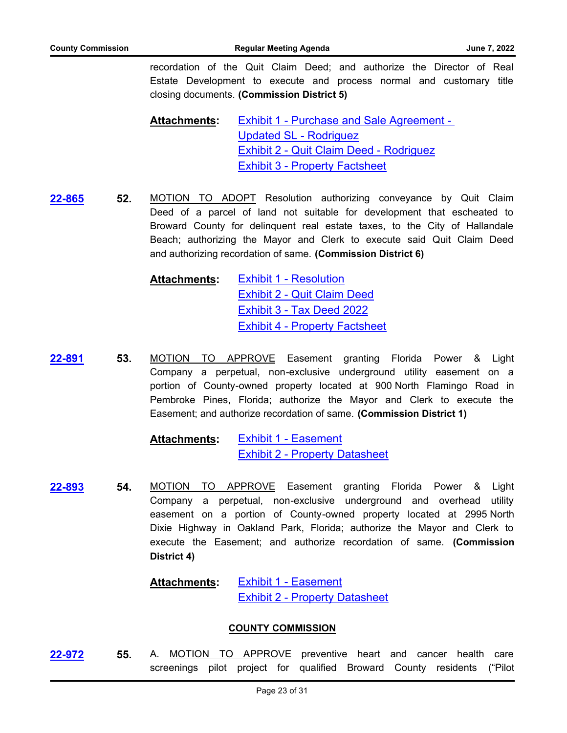recordation of the Quit Claim Deed; and authorize the Director of Real Estate Development to execute and process normal and customary title closing documents. **(Commission District 5)**

**Attachments:** Exhibit 1 - Purchase and Sale Agreement - Updated SL - Rodriguez
Exhibit 2 - Quit Claim Deed - Rodriguez
Exhibit 3 - Property Factsheet

**22-865** **52.** MOTION TO ADOPT Resolution authorizing conveyance by Quit Claim Deed of a parcel of land not suitable for development that escheated to Broward County for delinquent real estate taxes, to the City of Hallandale Beach; authorizing the Mayor and Clerk to execute said Quit Claim Deed and authorizing recordation of same. **(Commission District 6)**

**Attachments:** Exhibit 1 - Resolution
Exhibit 2 - Quit Claim Deed
Exhibit 3 - Tax Deed 2022
Exhibit 4 - Property Factsheet

**22-891** **53.** MOTION TO APPROVE Easement granting Florida Power & Light Company a perpetual, non-exclusive underground utility easement on a portion of County-owned property located at 900 North Flamingo Road in Pembroke Pines, Florida; authorize the Mayor and Clerk to execute the Easement; and authorize recordation of same. **(Commission District 1)**

**Attachments:** Exhibit 1 - Easement
Exhibit 2 - Property Datasheet

**22-893** **54.** MOTION TO APPROVE Easement granting Florida Power & Light Company a perpetual, non-exclusive underground and overhead utility easement on a portion of County-owned property located at 2995 North Dixie Highway in Oakland Park, Florida; authorize the Mayor and Clerk to execute the Easement; and authorize recordation of same. **(Commission District 4)**

**Attachments:** Exhibit 1 - Easement
Exhibit 2 - Property Datasheet

## COUNTY COMMISSION

**22-972** **55.** A. MOTION TO APPROVE preventive heart and cancer health care screenings pilot project for qualified Broward County residents ("Pilot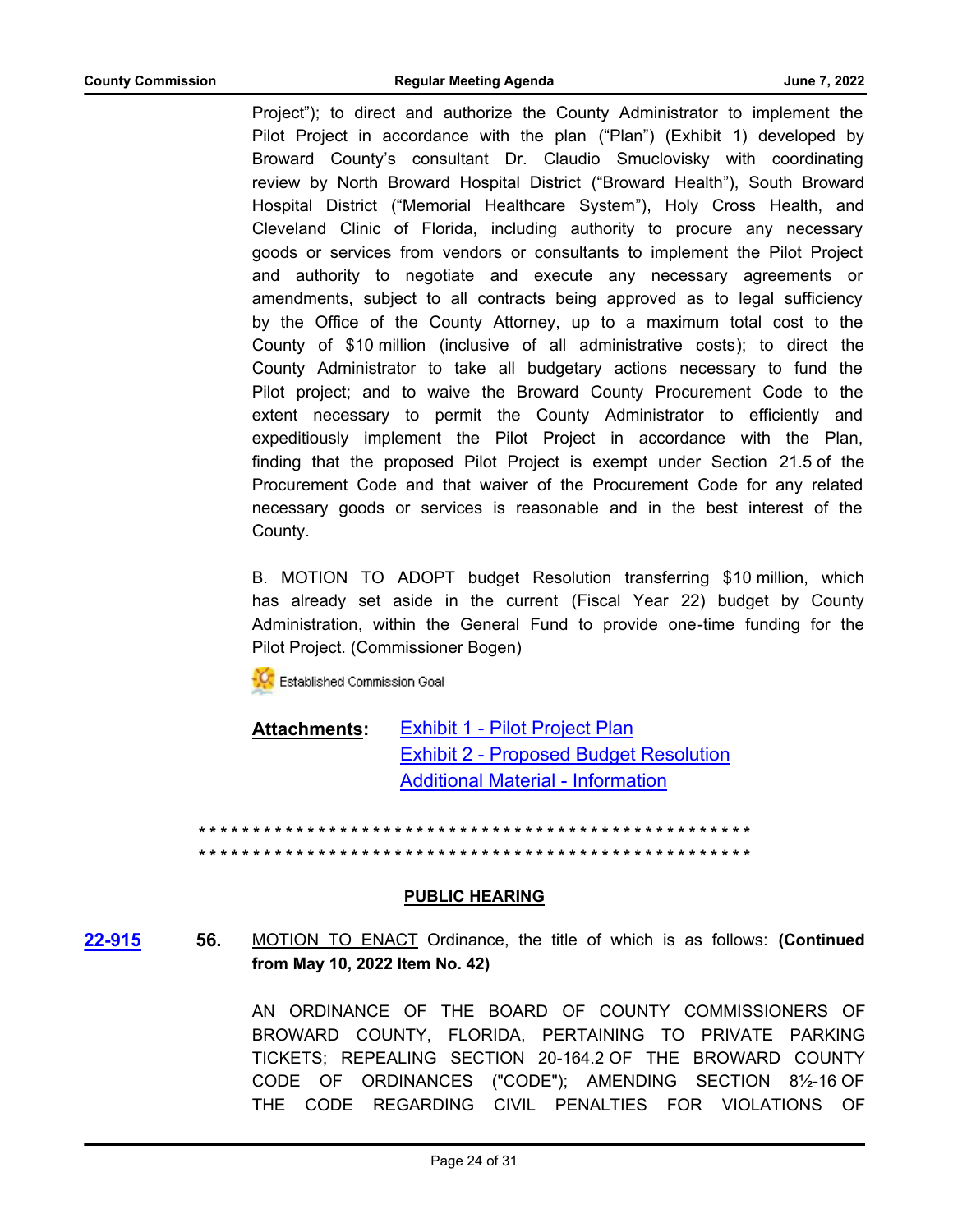Project"); to direct and authorize the County Administrator to implement the Pilot Project in accordance with the plan ("Plan") (Exhibit 1) developed by Broward County's consultant Dr. Claudio Smuclovisky with coordinating review by North Broward Hospital District ("Broward Health"), South Broward Hospital District ("Memorial Healthcare System"), Holy Cross Health, and Cleveland Clinic of Florida, including authority to procure any necessary goods or services from vendors or consultants to implement the Pilot Project and authority to negotiate and execute any necessary agreements or amendments, subject to all contracts being approved as to legal sufficiency by the Office of the County Attorney, up to a maximum total cost to the County of $10 million (inclusive of all administrative costs); to direct the County Administrator to take all budgetary actions necessary to fund the Pilot project; and to waive the Broward County Procurement Code to the extent necessary to permit the County Administrator to efficiently and expeditiously implement the Pilot Project in accordance with the Plan, finding that the proposed Pilot Project is exempt under Section 21.5 of the Procurement Code and that waiver of the Procurement Code for any related necessary goods or services is reasonable and in the best interest of the County.

B. MOTION TO ADOPT budget Resolution transferring $10 million, which has already set aside in the current (Fiscal Year 22) budget by County Administration, within the General Fund to provide one-time funding for the Pilot Project. (Commissioner Bogen)

Established Commission Goal

**Attachments:** Exhibit 1 - Pilot Project Plan
Exhibit 2 - Proposed Budget Resolution
Additional Material - Information

*****************************************************
*****************************************************

## PUBLIC HEARING

**22-915** **56.** MOTION TO ENACT Ordinance, the title of which is as follows: **(Continued from May 10, 2022 Item No. 42)**

AN ORDINANCE OF THE BOARD OF COUNTY COMMISSIONERS OF BROWARD COUNTY, FLORIDA, PERTAINING TO PRIVATE PARKING TICKETS; REPEALING SECTION 20-164.2 OF THE BROWARD COUNTY CODE OF ORDINANCES ("CODE"); AMENDING SECTION 8½-16 OF THE CODE REGARDING CIVIL PENALTIES FOR VIOLATIONS OF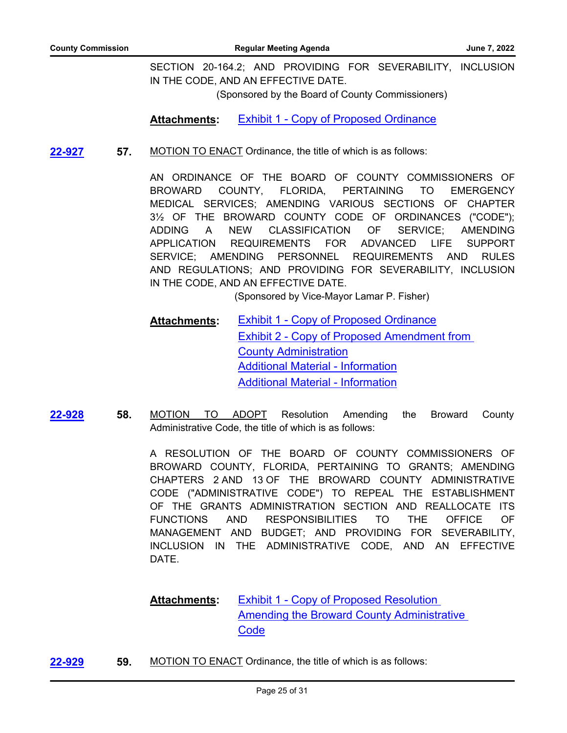SECTION 20-164.2; AND PROVIDING FOR SEVERABILITY, INCLUSION IN THE CODE, AND AN EFFECTIVE DATE.

(Sponsored by the Board of County Commissioners)

**Attachments:** Exhibit 1 - Copy of Proposed Ordinance

**22-927** **57.** MOTION TO ENACT Ordinance, the title of which is as follows:

AN ORDINANCE OF THE BOARD OF COUNTY COMMISSIONERS OF BROWARD COUNTY, FLORIDA, PERTAINING TO EMERGENCY MEDICAL SERVICES; AMENDING VARIOUS SECTIONS OF CHAPTER 3½ OF THE BROWARD COUNTY CODE OF ORDINANCES ("CODE"); ADDING A NEW CLASSIFICATION OF SERVICE; AMENDING APPLICATION REQUIREMENTS FOR ADVANCED LIFE SUPPORT SERVICE; AMENDING PERSONNEL REQUIREMENTS AND RULES AND REGULATIONS; AND PROVIDING FOR SEVERABILITY, INCLUSION IN THE CODE, AND AN EFFECTIVE DATE.

(Sponsored by Vice-Mayor Lamar P. Fisher)

**Attachments:** Exhibit 1 - Copy of Proposed Ordinance
Exhibit 2 - Copy of Proposed Amendment from County Administration
Additional Material - Information
Additional Material - Information

**22-928** **58.** MOTION TO ADOPT Resolution Amending the Broward County Administrative Code, the title of which is as follows:

A RESOLUTION OF THE BOARD OF COUNTY COMMISSIONERS OF BROWARD COUNTY, FLORIDA, PERTAINING TO GRANTS; AMENDING CHAPTERS 2 AND 13 OF THE BROWARD COUNTY ADMINISTRATIVE CODE ("ADMINISTRATIVE CODE") TO REPEAL THE ESTABLISHMENT OF THE GRANTS ADMINISTRATION SECTION AND REALLOCATE ITS FUNCTIONS AND RESPONSIBILITIES TO THE OFFICE OF MANAGEMENT AND BUDGET; AND PROVIDING FOR SEVERABILITY, INCLUSION IN THE ADMINISTRATIVE CODE, AND AN EFFECTIVE DATE.

**Attachments:** Exhibit 1 - Copy of Proposed Resolution Amending the Broward County Administrative Code

**22-929** **59.** MOTION TO ENACT Ordinance, the title of which is as follows: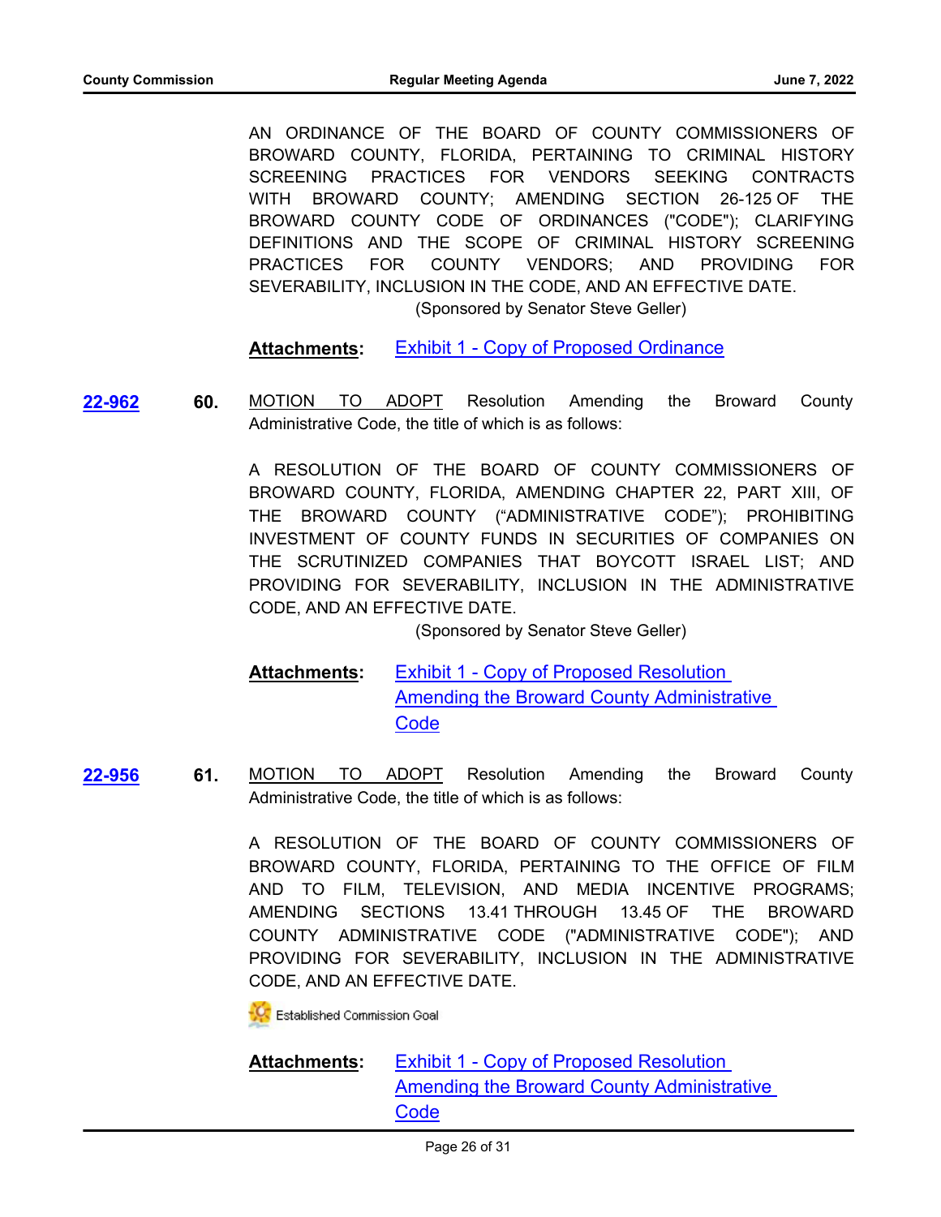AN ORDINANCE OF THE BOARD OF COUNTY COMMISSIONERS OF BROWARD COUNTY, FLORIDA, PERTAINING TO CRIMINAL HISTORY SCREENING PRACTICES FOR VENDORS SEEKING CONTRACTS WITH BROWARD COUNTY; AMENDING SECTION 26-125 OF THE BROWARD COUNTY CODE OF ORDINANCES ("CODE"); CLARIFYING DEFINITIONS AND THE SCOPE OF CRIMINAL HISTORY SCREENING PRACTICES FOR COUNTY VENDORS; AND PROVIDING FOR SEVERABILITY, INCLUSION IN THE CODE, AND AN EFFECTIVE DATE.
(Sponsored by Senator Steve Geller)

**Attachments:** Exhibit 1 - Copy of Proposed Ordinance

**22-962** **60.** MOTION TO ADOPT Resolution Amending the Broward County Administrative Code, the title of which is as follows:

A RESOLUTION OF THE BOARD OF COUNTY COMMISSIONERS OF BROWARD COUNTY, FLORIDA, AMENDING CHAPTER 22, PART XIII, OF THE BROWARD COUNTY ("ADMINISTRATIVE CODE"); PROHIBITING INVESTMENT OF COUNTY FUNDS IN SECURITIES OF COMPANIES ON THE SCRUTINIZED COMPANIES THAT BOYCOTT ISRAEL LIST; AND PROVIDING FOR SEVERABILITY, INCLUSION IN THE ADMINISTRATIVE CODE, AND AN EFFECTIVE DATE.
(Sponsored by Senator Steve Geller)

**Attachments:** Exhibit 1 - Copy of Proposed Resolution Amending the Broward County Administrative Code

**22-956** **61.** MOTION TO ADOPT Resolution Amending the Broward County Administrative Code, the title of which is as follows:

A RESOLUTION OF THE BOARD OF COUNTY COMMISSIONERS OF BROWARD COUNTY, FLORIDA, PERTAINING TO THE OFFICE OF FILM AND TO FILM, TELEVISION, AND MEDIA INCENTIVE PROGRAMS; AMENDING SECTIONS 13.41 THROUGH 13.45 OF THE BROWARD COUNTY ADMINISTRATIVE CODE ("ADMINISTRATIVE CODE"); AND PROVIDING FOR SEVERABILITY, INCLUSION IN THE ADMINISTRATIVE CODE, AND AN EFFECTIVE DATE.

Established Commission Goal

**Attachments:** Exhibit 1 - Copy of Proposed Resolution Amending the Broward County Administrative Code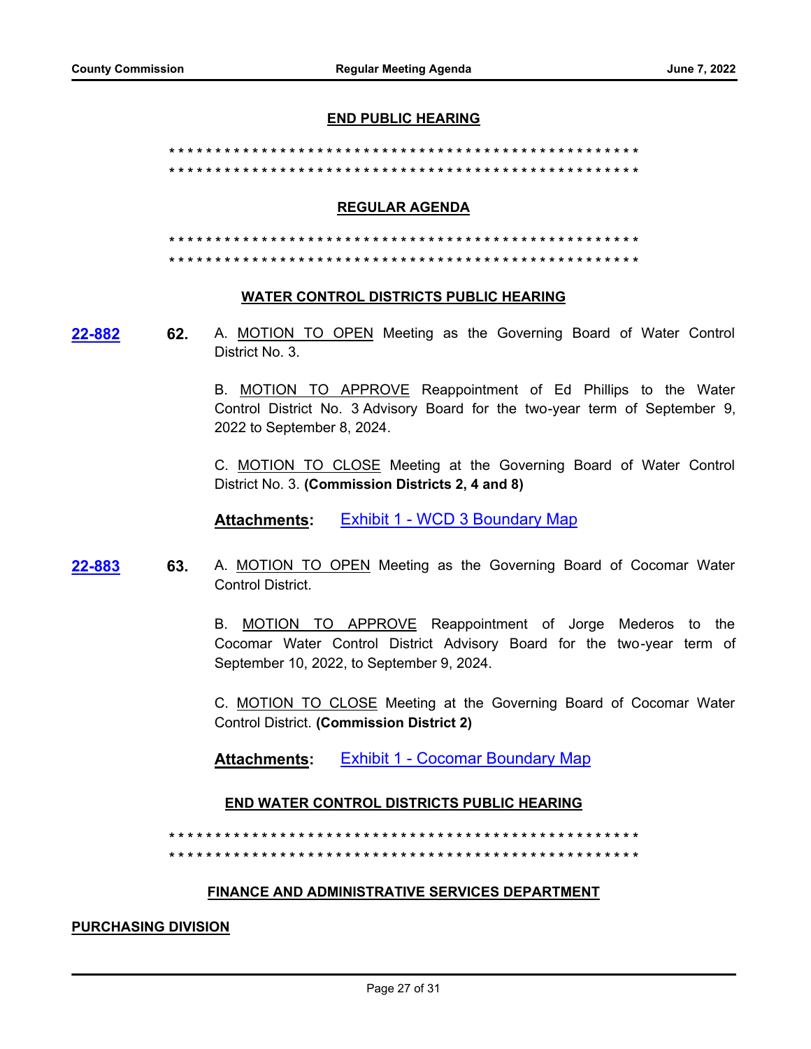**END PUBLIC HEARING**

\* \* \* \* \* \* \* \* \* \* \* \* \* \* \* \* \* \* \* \* \* \* \* \* \* \* \* \* \* \* \* \* \* \* \* \* \* \* \* \* \* \* \* \* \* \* \* \* \* \* \* \*
\* \* \* \* \* \* \* \* \* \* \* \* \* \* \* \* \* \* \* \* \* \* \* \* \* \* \* \* \* \* \* \* \* \* \* \* \* \* \* \* \* \* \* \* \* \* \* \* \* \* \* \*

**REGULAR AGENDA**

\* \* \* \* \* \* \* \* \* \* \* \* \* \* \* \* \* \* \* \* \* \* \* \* \* \* \* \* \* \* \* \* \* \* \* \* \* \* \* \* \* \* \* \* \* \* \* \* \* \* \* \*
\* \* \* \* \* \* \* \* \* \* \* \* \* \* \* \* \* \* \* \* \* \* \* \* \* \* \* \* \* \* \* \* \* \* \* \* \* \* \* \* \* \* \* \* \* \* \* \* \* \* \* \*

**WATER CONTROL DISTRICTS PUBLIC HEARING**

**22-882** **62.** A. MOTION TO OPEN Meeting as the Governing Board of Water Control District No. 3.

B. MOTION TO APPROVE Reappointment of Ed Phillips to the Water Control District No. 3 Advisory Board for the two-year term of September 9, 2022 to September 8, 2024.

C. MOTION TO CLOSE Meeting at the Governing Board of Water Control District No. 3. **(Commission Districts 2, 4 and 8)**

**Attachments:** Exhibit 1 - WCD 3 Boundary Map

**22-883** **63.** A. MOTION TO OPEN Meeting as the Governing Board of Cocomar Water Control District.

B. MOTION TO APPROVE Reappointment of Jorge Mederos to the Cocomar Water Control District Advisory Board for the two-year term of September 10, 2022, to September 9, 2024.

C. MOTION TO CLOSE Meeting at the Governing Board of Cocomar Water Control District. **(Commission District 2)**

**Attachments:** Exhibit 1 - Cocomar Boundary Map

**END WATER CONTROL DISTRICTS PUBLIC HEARING**

\* \* \* \* \* \* \* \* \* \* \* \* \* \* \* \* \* \* \* \* \* \* \* \* \* \* \* \* \* \* \* \* \* \* \* \* \* \* \* \* \* \* \* \* \* \* \* \* \* \* \* \*
\* \* \* \* \* \* \* \* \* \* \* \* \* \* \* \* \* \* \* \* \* \* \* \* \* \* \* \* \* \* \* \* \* \* \* \* \* \* \* \* \* \* \* \* \* \* \* \* \* \* \* \*

**FINANCE AND ADMINISTRATIVE SERVICES DEPARTMENT**

**PURCHASING DIVISION**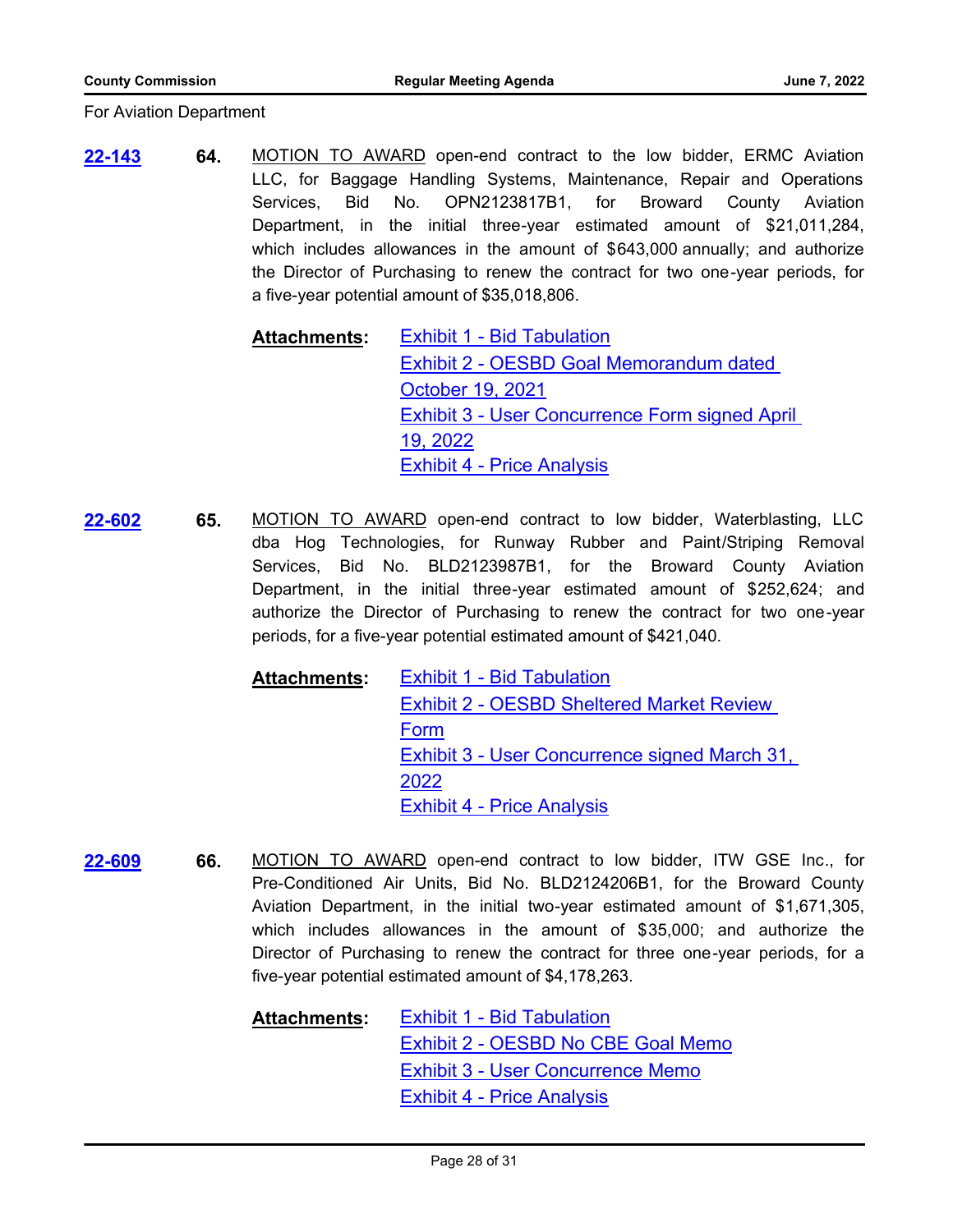For Aviation Department

**22-143** **64.** MOTION TO AWARD open-end contract to the low bidder, ERMC Aviation LLC, for Baggage Handling Systems, Maintenance, Repair and Operations Services, Bid No. OPN2123817B1, for Broward County Aviation Department, in the initial three-year estimated amount of $21,011,284, which includes allowances in the amount of $643,000 annually; and authorize the Director of Purchasing to renew the contract for two one-year periods, for a five-year potential amount of $35,018,806.

**Attachments:** Exhibit 1 - Bid Tabulation
Exhibit 2 - OESBD Goal Memorandum dated October 19, 2021
Exhibit 3 - User Concurrence Form signed April 19, 2022
Exhibit 4 - Price Analysis

**22-602** **65.** MOTION TO AWARD open-end contract to low bidder, Waterblasting, LLC dba Hog Technologies, for Runway Rubber and Paint/Striping Removal Services, Bid No. BLD2123987B1, for the Broward County Aviation Department, in the initial three-year estimated amount of $252,624; and authorize the Director of Purchasing to renew the contract for two one-year periods, for a five-year potential estimated amount of $421,040.

**Attachments:** Exhibit 1 - Bid Tabulation
Exhibit 2 - OESBD Sheltered Market Review Form
Exhibit 3 - User Concurrence signed March 31, 2022
Exhibit 4 - Price Analysis

**22-609** **66.** MOTION TO AWARD open-end contract to low bidder, ITW GSE Inc., for Pre-Conditioned Air Units, Bid No. BLD2124206B1, for the Broward County Aviation Department, in the initial two-year estimated amount of $1,671,305, which includes allowances in the amount of $35,000; and authorize the Director of Purchasing to renew the contract for three one-year periods, for a five-year potential estimated amount of $4,178,263.

**Attachments:** Exhibit 1 - Bid Tabulation
Exhibit 2 - OESBD No CBE Goal Memo
Exhibit 3 - User Concurrence Memo
Exhibit 4 - Price Analysis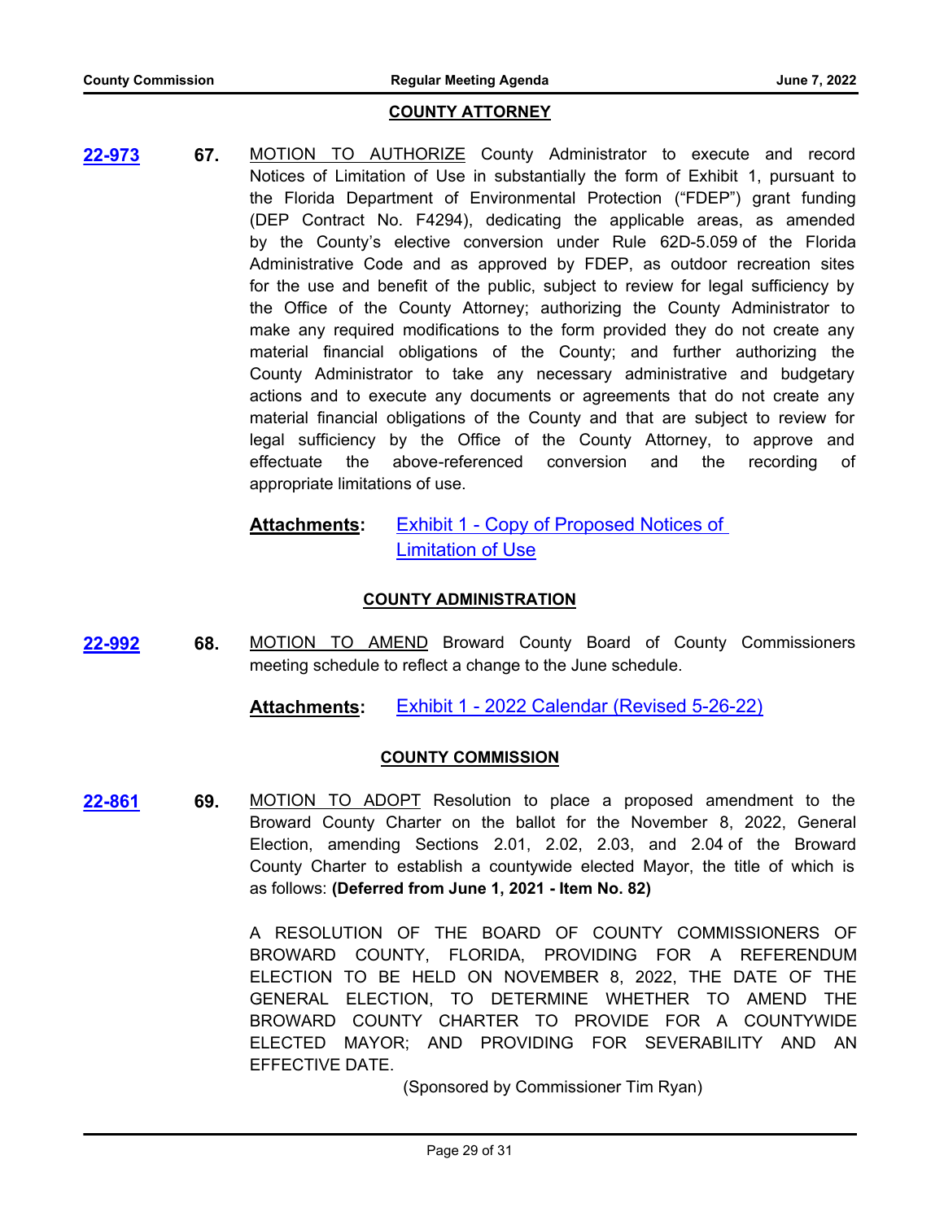## COUNTY ATTORNEY

**22-973** **67.** MOTION TO AUTHORIZE County Administrator to execute and record Notices of Limitation of Use in substantially the form of Exhibit 1, pursuant to the Florida Department of Environmental Protection ("FDEP") grant funding (DEP Contract No. F4294), dedicating the applicable areas, as amended by the County's elective conversion under Rule 62D-5.059 of the Florida Administrative Code and as approved by FDEP, as outdoor recreation sites for the use and benefit of the public, subject to review for legal sufficiency by the Office of the County Attorney; authorizing the County Administrator to make any required modifications to the form provided they do not create any material financial obligations of the County; and further authorizing the County Administrator to take any necessary administrative and budgetary actions and to execute any documents or agreements that do not create any material financial obligations of the County and that are subject to review for legal sufficiency by the Office of the County Attorney, to approve and effectuate the above-referenced conversion and the recording of appropriate limitations of use.

**Attachments:** Exhibit 1 - Copy of Proposed Notices of Limitation of Use

## COUNTY ADMINISTRATION

**22-992** **68.** MOTION TO AMEND Broward County Board of County Commissioners meeting schedule to reflect a change to the June schedule.

**Attachments:** Exhibit 1 - 2022 Calendar (Revised 5-26-22)

## COUNTY COMMISSION

**22-861** **69.** MOTION TO ADOPT Resolution to place a proposed amendment to the Broward County Charter on the ballot for the November 8, 2022, General Election, amending Sections 2.01, 2.02, 2.03, and 2.04 of the Broward County Charter to establish a countywide elected Mayor, the title of which is as follows: **(Deferred from June 1, 2021 - Item No. 82)**

A RESOLUTION OF THE BOARD OF COUNTY COMMISSIONERS OF BROWARD COUNTY, FLORIDA, PROVIDING FOR A REFERENDUM ELECTION TO BE HELD ON NOVEMBER 8, 2022, THE DATE OF THE GENERAL ELECTION, TO DETERMINE WHETHER TO AMEND THE BROWARD COUNTY CHARTER TO PROVIDE FOR A COUNTYWIDE ELECTED MAYOR; AND PROVIDING FOR SEVERABILITY AND AN EFFECTIVE DATE.

(Sponsored by Commissioner Tim Ryan)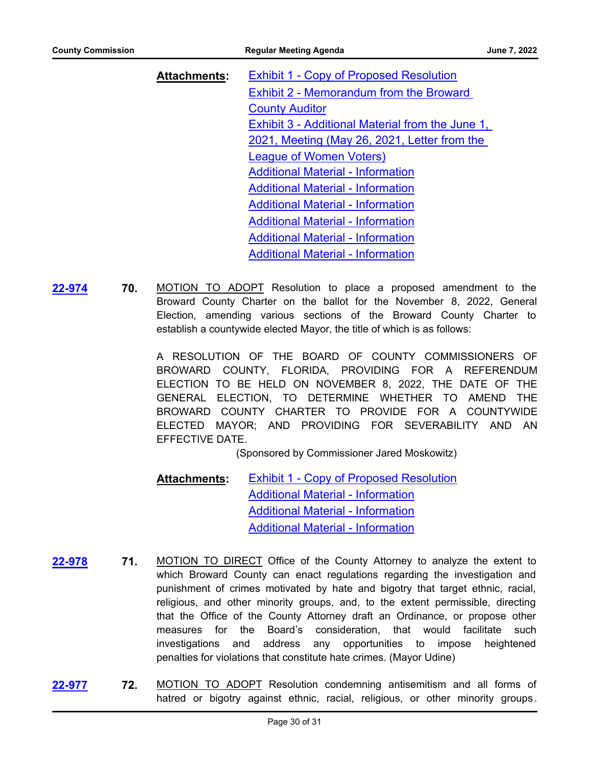**Attachments:** Exhibit 1 - Copy of Proposed Resolution
Exhibit 2 - Memorandum from the Broward County Auditor
Exhibit 3 - Additional Material from the June 1, 2021, Meeting (May 26, 2021, Letter from the League of Women Voters)
Additional Material - Information
Additional Material - Information
Additional Material - Information
Additional Material - Information
Additional Material - Information
Additional Material - Information

**22-974** **70.** MOTION TO ADOPT Resolution to place a proposed amendment to the Broward County Charter on the ballot for the November 8, 2022, General Election, amending various sections of the Broward County Charter to establish a countywide elected Mayor, the title of which is as follows:

A RESOLUTION OF THE BOARD OF COUNTY COMMISSIONERS OF BROWARD COUNTY, FLORIDA, PROVIDING FOR A REFERENDUM ELECTION TO BE HELD ON NOVEMBER 8, 2022, THE DATE OF THE GENERAL ELECTION, TO DETERMINE WHETHER TO AMEND THE BROWARD COUNTY CHARTER TO PROVIDE FOR A COUNTYWIDE ELECTED MAYOR; AND PROVIDING FOR SEVERABILITY AND AN EFFECTIVE DATE.

(Sponsored by Commissioner Jared Moskowitz)

**Attachments:** Exhibit 1 - Copy of Proposed Resolution
Additional Material - Information
Additional Material - Information
Additional Material - Information

**22-978** **71.** MOTION TO DIRECT Office of the County Attorney to analyze the extent to which Broward County can enact regulations regarding the investigation and punishment of crimes motivated by hate and bigotry that target ethnic, racial, religious, and other minority groups, and, to the extent permissible, directing that the Office of the County Attorney draft an Ordinance, or propose other measures for the Board's consideration, that would facilitate such investigations and address any opportunities to impose heightened penalties for violations that constitute hate crimes. (Mayor Udine)

**22-977** **72.** MOTION TO ADOPT Resolution condemning antisemitism and all forms of hatred or bigotry against ethnic, racial, religious, or other minority groups.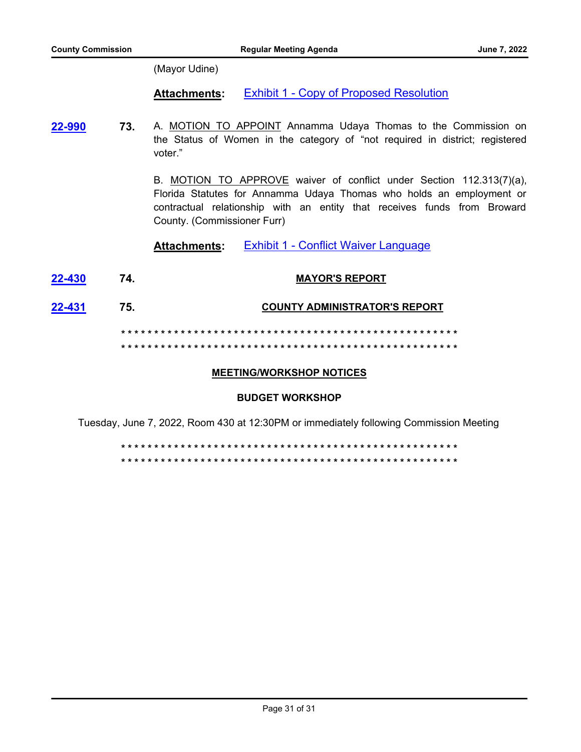(Mayor Udine)

**Attachments:** Exhibit 1 - Copy of Proposed Resolution

**22-990** **73.** A. MOTION TO APPOINT Annamma Udaya Thomas to the Commission on the Status of Women in the category of "not required in district; registered voter."

B. MOTION TO APPROVE waiver of conflict under Section 112.313(7)(a), Florida Statutes for Annamma Udaya Thomas who holds an employment or contractual relationship with an entity that receives funds from Broward County. (Commissioner Furr)

**Attachments:** Exhibit 1 - Conflict Waiver Language

**22-430** **74.** **MAYOR'S REPORT**

**22-431** **75.** **COUNTY ADMINISTRATOR'S REPORT**

* * * * * * * * * * * * * * * * * * * * * * * * * * * * * * * * * * * * * * * * * * * * * * * * * * * * *
* * * * * * * * * * * * * * * * * * * * * * * * * * * * * * * * * * * * * * * * * * * * * * * * * * * * *

## MEETING/WORKSHOP NOTICES

### BUDGET WORKSHOP

Tuesday, June 7, 2022, Room 430 at 12:30PM or immediately following Commission Meeting

* * * * * * * * * * * * * * * * * * * * * * * * * * * * * * * * * * * * * * * * * * * * * * * * * * * * *
* * * * * * * * * * * * * * * * * * * * * * * * * * * * * * * * * * * * * * * * * * * * * * * * * * * * *